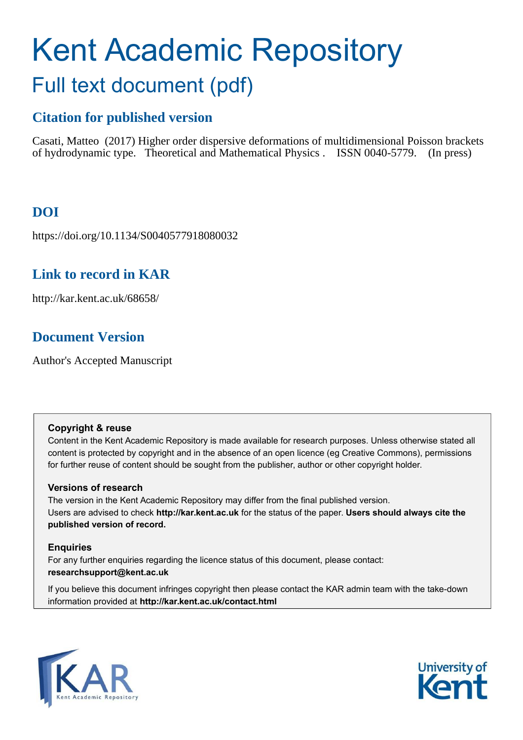# Kent Academic Repository

## Full text document (pdf)

### Citation for published version

Casati, Matteo (2017) Higher order dispersive deformations of multidimensional Poisson brackets of hydrodynamic type. Theoretical and Mathematical Physics . ISSN 0040-5779. (In press)

### DOI

https://doi.org/10.1134/S0040577918080032

### Link to record in KAR

http://kar.kent.ac.uk/68658/

### Document Version

Author's Accepted Manuscript

**Copyright & reuse**

Content in the Kent Academic Repository is made available for research purposes. Unless otherwise stated all content is protected by copyright and in the absence of an open licence (eg Creative Commons), permissions for further reuse of content should be sought from the publisher, author or other copyright holder.

**Versions of research**

The version in the Kent Academic Repository may differ from the final published version. Users are advised to check **http://kar.kent.ac.uk** for the status of the paper. **Users should always cite the published version of record.**

**Enquiries**

For any further enquiries regarding the licence status of this document, please contact: **researchsupport@kent.ac.uk**

If you believe this document infringes copyright then please contact the KAR admin team with the take-down information provided at **http://kar.kent.ac.uk/contact.html**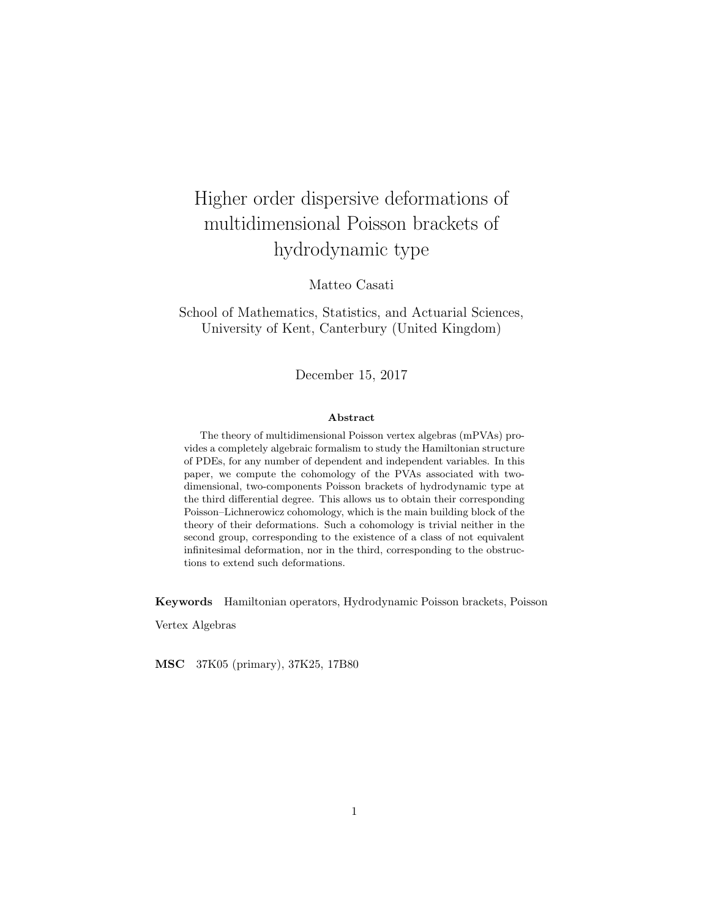# Higher order dispersive deformations of multidimensional Poisson brackets of hydrodynamic type

Matteo Casati

School of Mathematics, Statistics, and Actuarial Sciences, University of Kent, Canterbury (United Kingdom)

December 15, 2017

**Abstract**

The theory of multidimensional Poisson vertex algebras (mPVAs) provides a completely algebraic formalism to study the Hamiltonian structure of PDEs, for any number of dependent and independent variables. In this paper, we compute the cohomology of the PVAs associated with two-dimensional, two-components Poisson brackets of hydrodynamic type at the third differential degree. This allows us to obtain their corresponding Poisson–Lichnerowicz cohomology, which is the main building block of the theory of their deformations. Such a cohomology is trivial neither in the second group, corresponding to the existence of a class of not equivalent infinitesimal deformation, nor in the third, corresponding to the obstructions to extend such deformations.

**Keywords** Hamiltonian operators, Hydrodynamic Poisson brackets, Poisson Vertex Algebras

**MSC** 37K05 (primary), 37K25, 17B80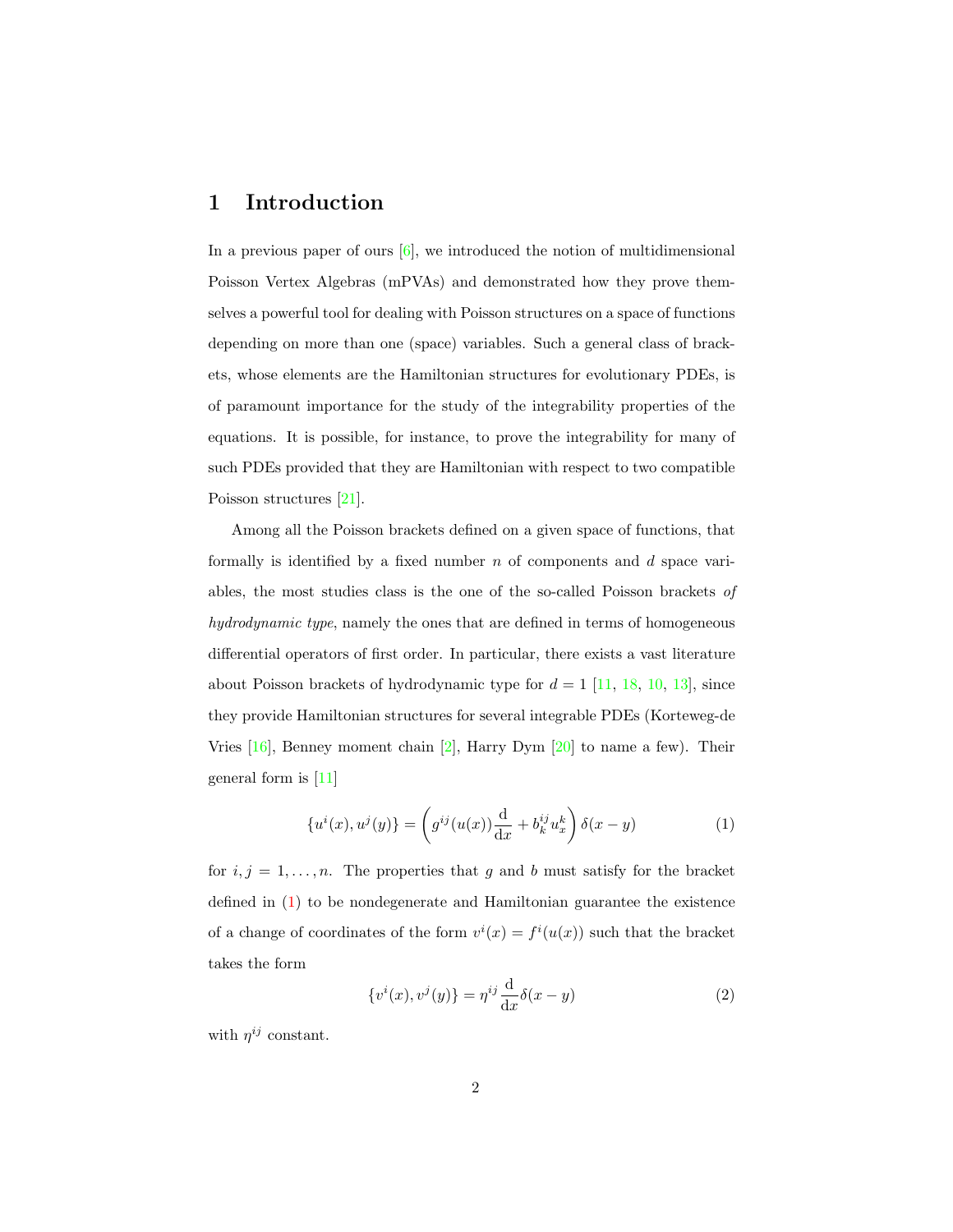# 1 Introduction

In a previous paper of ours [6], we introduced the notion of multidimensional Poisson Vertex Algebras (mPVAs) and demonstrated how they prove themselves a powerful tool for dealing with Poisson structures on a space of functions depending on more than one (space) variables. Such a general class of brackets, whose elements are the Hamiltonian structures for evolutionary PDEs, is of paramount importance for the study of the integrability properties of the equations. It is possible, for instance, to prove the integrability for many of such PDEs provided that they are Hamiltonian with respect to two compatible Poisson structures [21].

Among all the Poisson brackets defined on a given space of functions, that formally is identified by a fixed number $n$ of components and $d$ space variables, the most studies class is the one of the so-called Poisson brackets *of hydrodynamic type*, namely the ones that are defined in terms of homogeneous differential operators of first order. In particular, there exists a vast literature about Poisson brackets of hydrodynamic type for $d = 1$ [11, 18, 10, 13], since they provide Hamiltonian structures for several integrable PDEs (Korteweg-de Vries [16], Benney moment chain [2], Harry Dym [20] to name a few). Their general form is [11]

$$\{u^i(x), u^j(y)\} = \left(g^{ij}(u(x))\frac{\mathrm{d}}{\mathrm{d}x} + b^{ij}_k u^k_x\right)\delta(x-y) \tag{1}$$

for $i, j = 1, \dots, n$. The properties that $g$ and $b$ must satisfy for the bracket defined in (1) to be nondegenerate and Hamiltonian guarantee the existence of a change of coordinates of the form $v^i(x) = f^i(u(x))$ such that the bracket takes the form

$$\{v^i(x), v^j(y)\} = \eta^{ij}\frac{\mathrm{d}}{\mathrm{d}x}\delta(x-y) \tag{2}$$

with $\eta^{ij}$ constant.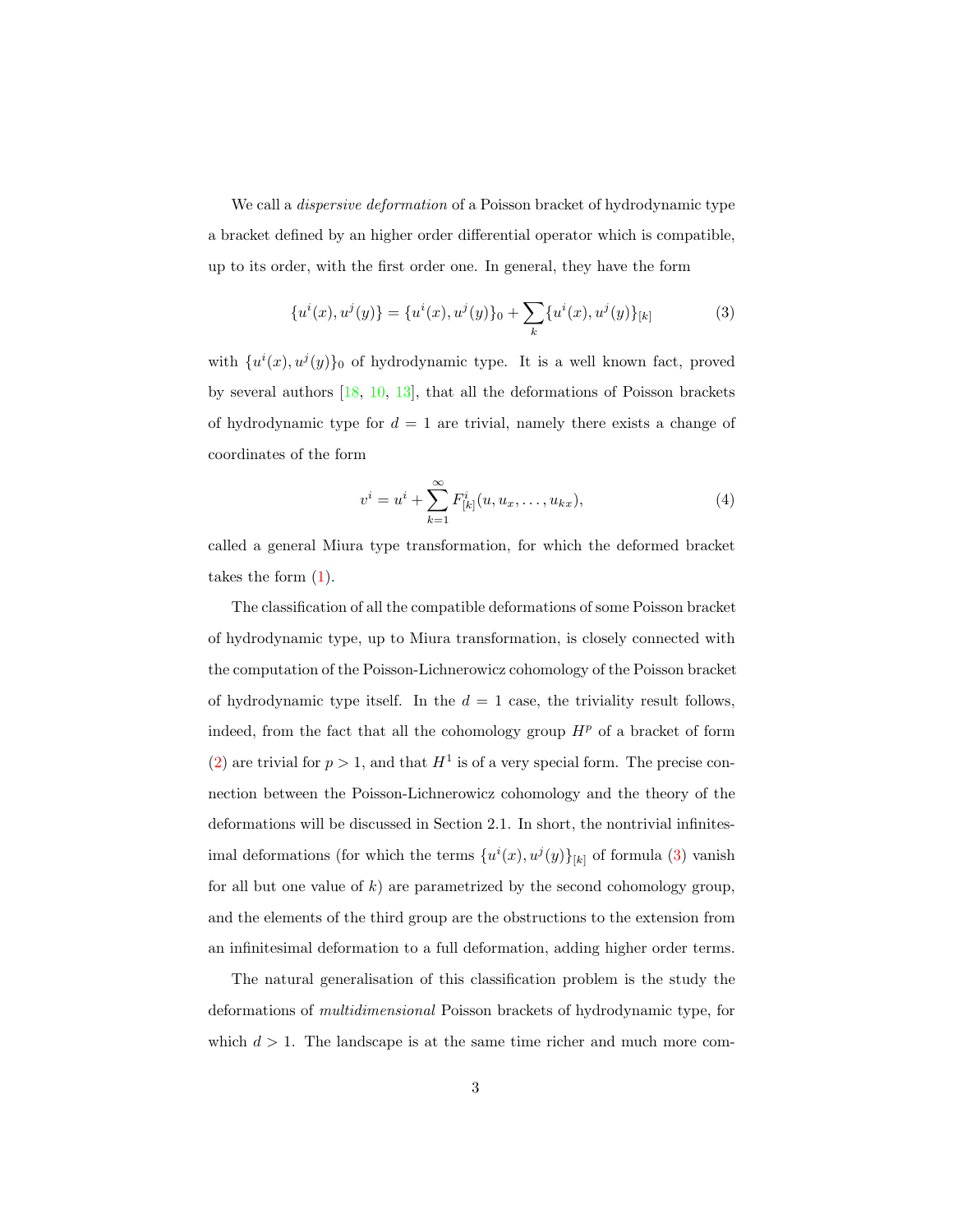We call a *dispersive deformation* of a Poisson bracket of hydrodynamic type a bracket defined by an higher order differential operator which is compatible, up to its order, with the first order one. In general, they have the form

$$\{u^i(x), u^j(y)\} = \{u^i(x), u^j(y)\}_0 + \sum_k \{u^i(x), u^j(y)\}_{[k]} \tag{3}$$

with $\{u^i(x), u^j(y)\}_0$ of hydrodynamic type. It is a well known fact, proved by several authors [18, 10, 13], that all the deformations of Poisson brackets of hydrodynamic type for $d = 1$ are trivial, namely there exists a change of coordinates of the form

$$v^i = u^i + \sum_{k=1}^{\infty} F^i_{[k]}(u, u_x, \ldots, u_{kx}), \tag{4}$$

called a general Miura type transformation, for which the deformed bracket takes the form (1).

The classification of all the compatible deformations of some Poisson bracket of hydrodynamic type, up to Miura transformation, is closely connected with the computation of the Poisson-Lichnerowicz cohomology of the Poisson bracket of hydrodynamic type itself. In the $d = 1$ case, the triviality result follows, indeed, from the fact that all the cohomology group $H^p$ of a bracket of form (2) are trivial for $p > 1$, and that $H^1$ is of a very special form. The precise connection between the Poisson-Lichnerowicz cohomology and the theory of the deformations will be discussed in Section 2.1. In short, the nontrivial infinitesimal deformations (for which the terms $\{u^i(x), u^j(y)\}_{[k]}$ of formula (3) vanish for all but one value of $k$) are parametrized by the second cohomology group, and the elements of the third group are the obstructions to the extension from an infinitesimal deformation to a full deformation, adding higher order terms.

The natural generalisation of this classification problem is the study the deformations of *multidimensional* Poisson brackets of hydrodynamic type, for which $d > 1$. The landscape is at the same time richer and much more com-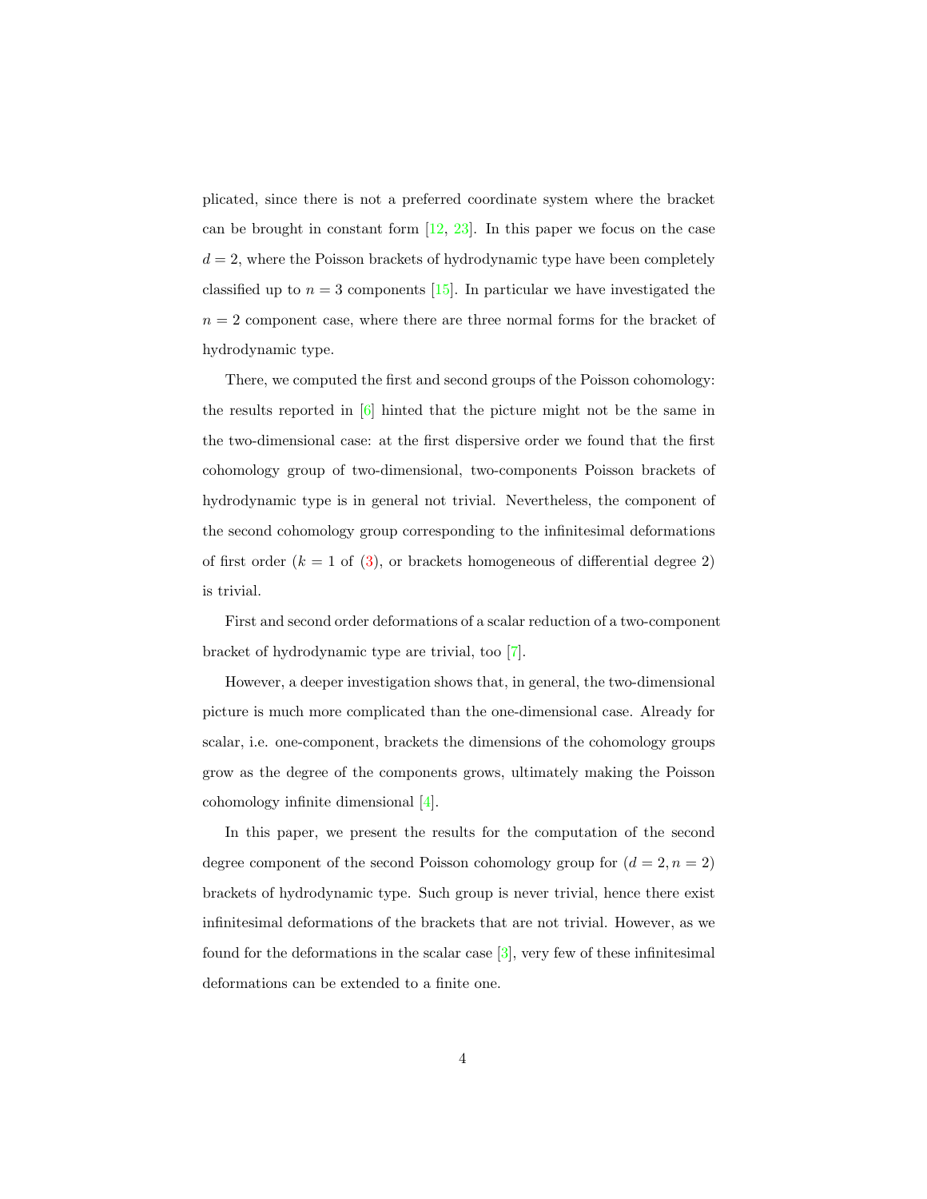plicated, since there is not a preferred coordinate system where the bracket can be brought in constant form [12, 23]. In this paper we focus on the case $d = 2$, where the Poisson brackets of hydrodynamic type have been completely classified up to $n = 3$ components [15]. In particular we have investigated the $n = 2$ component case, where there are three normal forms for the bracket of hydrodynamic type.

There, we computed the first and second groups of the Poisson cohomology: the results reported in [6] hinted that the picture might not be the same in the two-dimensional case: at the first dispersive order we found that the first cohomology group of two-dimensional, two-components Poisson brackets of hydrodynamic type is in general not trivial. Nevertheless, the component of the second cohomology group corresponding to the infinitesimal deformations of first order ($k = 1$ of (3), or brackets homogeneous of differential degree 2) is trivial.

First and second order deformations of a scalar reduction of a two-component bracket of hydrodynamic type are trivial, too [7].

However, a deeper investigation shows that, in general, the two-dimensional picture is much more complicated than the one-dimensional case. Already for scalar, i.e. one-component, brackets the dimensions of the cohomology groups grow as the degree of the components grows, ultimately making the Poisson cohomology infinite dimensional [4].

In this paper, we present the results for the computation of the second degree component of the second Poisson cohomology group for $(d = 2, n = 2)$ brackets of hydrodynamic type. Such group is never trivial, hence there exist infinitesimal deformations of the brackets that are not trivial. However, as we found for the deformations in the scalar case [3], very few of these infinitesimal deformations can be extended to a finite one.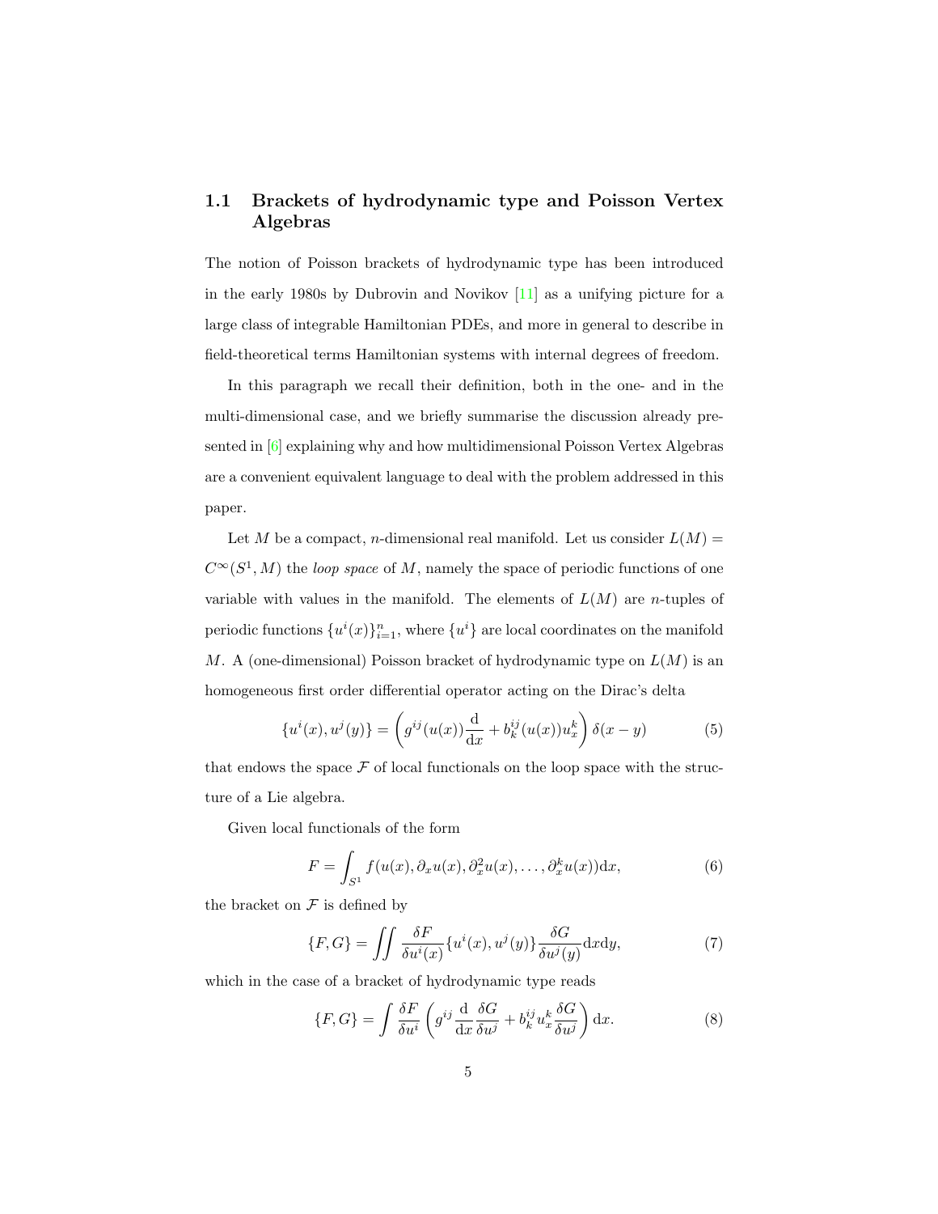### 1.1 Brackets of hydrodynamic type and Poisson Vertex Algebras

The notion of Poisson brackets of hydrodynamic type has been introduced in the early 1980s by Dubrovin and Novikov [11] as a unifying picture for a large class of integrable Hamiltonian PDEs, and more in general to describe in field-theoretical terms Hamiltonian systems with internal degrees of freedom.

In this paragraph we recall their definition, both in the one- and in the multi-dimensional case, and we briefly summarise the discussion already presented in [6] explaining why and how multidimensional Poisson Vertex Algebras are a convenient equivalent language to deal with the problem addressed in this paper.

Let $M$ be a compact, $n$-dimensional real manifold. Let us consider $L(M) = C^\infty(S^1, M)$ the *loop space* of $M$, namely the space of periodic functions of one variable with values in the manifold. The elements of $L(M)$ are $n$-tuples of periodic functions $\{u^i(x)\}_{i=1}^n$, where $\{u^i\}$ are local coordinates on the manifold $M$. A (one-dimensional) Poisson bracket of hydrodynamic type on $L(M)$ is an homogeneous first order differential operator acting on the Dirac's delta

$$\{u^i(x), u^j(y)\} = \left(g^{ij}(u(x))\frac{\mathrm{d}}{\mathrm{d}x} + b^{ij}_k(u(x))u^k_x\right)\delta(x-y) \tag{5}$$

that endows the space $\mathcal{F}$ of local functionals on the loop space with the structure of a Lie algebra.

Given local functionals of the form

$$F = \int_{S^1} f(u(x), \partial_x u(x), \partial_x^2 u(x), \dots, \partial_x^k u(x))\mathrm{d}x, \tag{6}$$

the bracket on $\mathcal{F}$ is defined by

$$\{F, G\} = \iint \frac{\delta F}{\delta u^i(x)}\{u^i(x), u^j(y)\}\frac{\delta G}{\delta u^j(y)}\mathrm{d}x\mathrm{d}y, \tag{7}$$

which in the case of a bracket of hydrodynamic type reads

$$\{F, G\} = \int \frac{\delta F}{\delta u^i}\left(g^{ij}\frac{\mathrm{d}}{\mathrm{d}x}\frac{\delta G}{\delta u^j} + b^{ij}_k u^k_x \frac{\delta G}{\delta u^j}\right)\mathrm{d}x. \tag{8}$$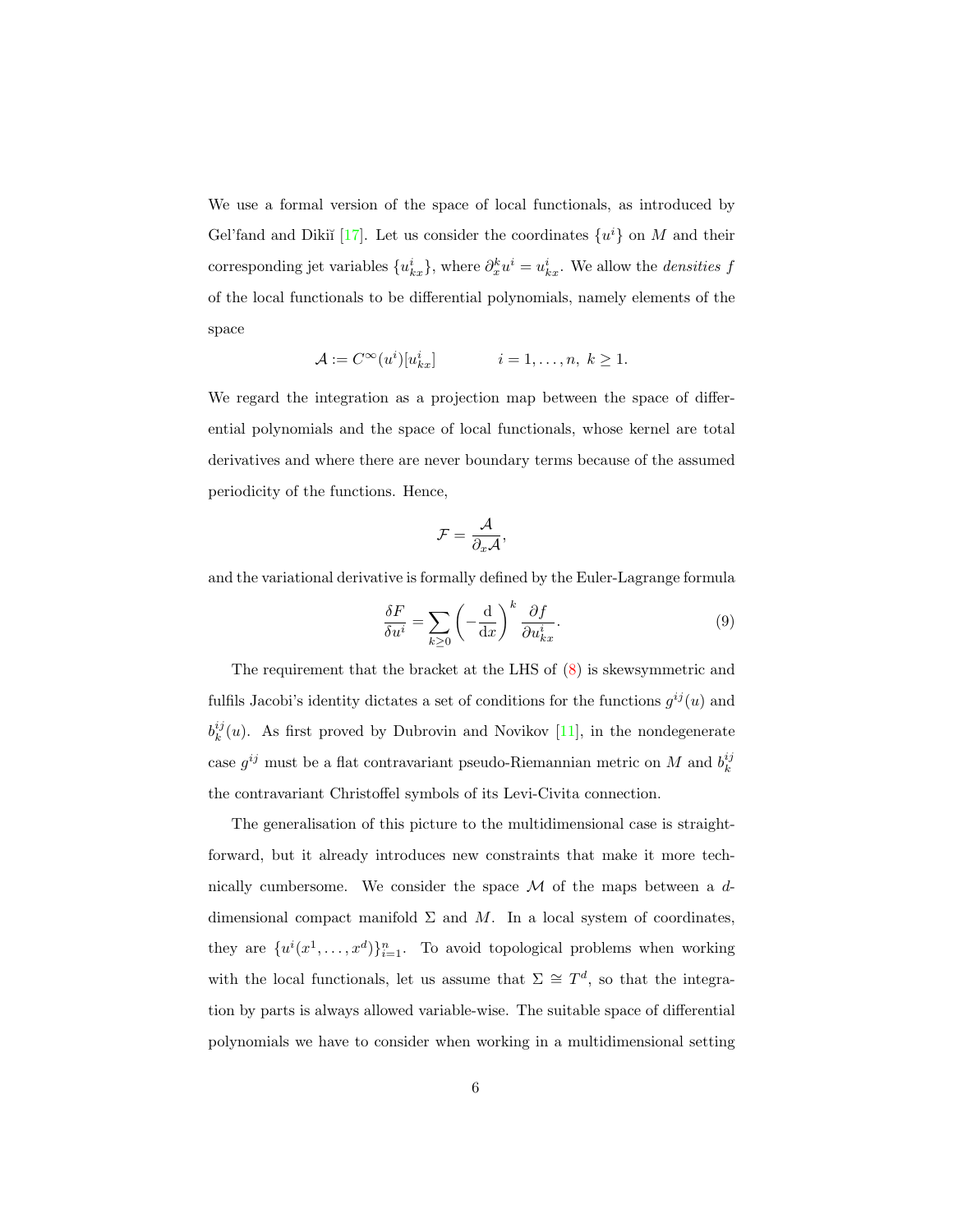We use a formal version of the space of local functionals, as introduced by Gel'fand and Dikiĭ [17]. Let us consider the coordinates $\{u^i\}$ on $M$ and their corresponding jet variables $\{u^i_{kx}\}$, where $\partial_x^k u^i = u^i_{kx}$. We allow the *densities* $f$ of the local functionals to be differential polynomials, namely elements of the space

$$\mathcal{A} := C^\infty(u^i)[u^i_{kx}] \qquad\qquad i = 1, \ldots, n,\ k \geq 1.$$

We regard the integration as a projection map between the space of differential polynomials and the space of local functionals, whose kernel are total derivatives and where there are never boundary terms because of the assumed periodicity of the functions. Hence,

$$\mathcal{F} = \frac{\mathcal{A}}{\partial_x \mathcal{A}},$$

and the variational derivative is formally defined by the Euler-Lagrange formula

$$\frac{\delta F}{\delta u^i} = \sum_{k \geq 0} \left(-\frac{\mathrm{d}}{\mathrm{d}x}\right)^k \frac{\partial f}{\partial u^i_{kx}}. \tag{9}$$

The requirement that the bracket at the LHS of (8) is skewsymmetric and fulfils Jacobi's identity dictates a set of conditions for the functions $g^{ij}(u)$ and $b^{ij}_k(u)$. As first proved by Dubrovin and Novikov [11], in the nondegenerate case $g^{ij}$ must be a flat contravariant pseudo-Riemannian metric on $M$ and $b^{ij}_k$ the contravariant Christoffel symbols of its Levi-Civita connection.

The generalisation of this picture to the multidimensional case is straightforward, but it already introduces new constraints that make it more technically cumbersome. We consider the space $\mathcal{M}$ of the maps between a $d$-dimensional compact manifold $\Sigma$ and $M$. In a local system of coordinates, they are $\{u^i(x^1, \ldots, x^d)\}_{i=1}^n$. To avoid topological problems when working with the local functionals, let us assume that $\Sigma \cong T^d$, so that the integration by parts is always allowed variable-wise. The suitable space of differential polynomials we have to consider when working in a multidimensional setting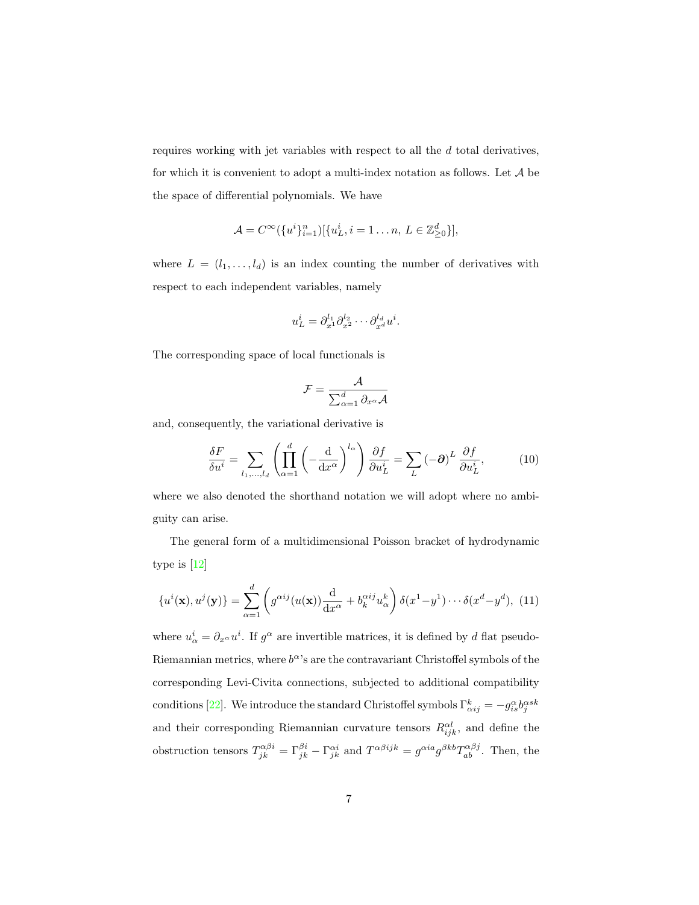requires working with jet variables with respect to all the $d$ total derivatives, for which it is convenient to adopt a multi-index notation as follows. Let $\mathcal{A}$ be the space of differential polynomials. We have

$$\mathcal{A} = C^\infty(\{u^i\}_{i=1}^n)[\{u^i_L, i = 1\dots n,\, L \in \mathbb{Z}^d_{\geq 0}\}],$$

where $L = (l_1, \dots, l_d)$ is an index counting the number of derivatives with respect to each independent variables, namely

$$u^i_L = \partial^{l_1}_{x^1}\partial^{l_2}_{x^2}\cdots\partial^{l_d}_{x^d} u^i.$$

The corresponding space of local functionals is

$$\mathcal{F} = \frac{\mathcal{A}}{\sum_{\alpha=1}^d \partial_{x^\alpha}\mathcal{A}}$$

and, consequently, the variational derivative is

$$\frac{\delta F}{\delta u^i} = \sum_{l_1,\dots,l_d}\left(\prod_{\alpha=1}^d\left(-\frac{\mathrm{d}}{\mathrm{d}x^\alpha}\right)^{l_\alpha}\right)\frac{\partial f}{\partial u^i_L} = \sum_L(-\boldsymbol{\partial})^L\,\frac{\partial f}{\partial u^i_L}, \tag{10}$$

where we also denoted the shorthand notation we will adopt where no ambiguity can arise.

The general form of a multidimensional Poisson bracket of hydrodynamic type is [12]

$$\{u^i(\mathbf{x}), u^j(\mathbf{y})\} = \sum_{\alpha=1}^d\left(g^{\alpha ij}(u(\mathbf{x}))\frac{\mathrm{d}}{\mathrm{d}x^\alpha} + b^{\alpha ij}_k u^k_\alpha\right)\delta(x^1-y^1)\cdots\delta(x^d-y^d), \tag{11}$$

where $u^i_\alpha = \partial_{x^\alpha}u^i$. If $g^\alpha$ are invertible matrices, it is defined by $d$ flat pseudo-Riemannian metrics, where $b^\alpha$'s are the contravariant Christoffel symbols of the corresponding Levi-Civita connections, subjected to additional compatibility conditions [22]. We introduce the standard Christoffel symbols $\Gamma^k_{\alpha ij} = -g^\alpha_{is}b^{\alpha sk}_j$ and their corresponding Riemannian curvature tensors $R^{\alpha l}_{ijk}$, and define the obstruction tensors $T^{\alpha\beta i}_{jk} = \Gamma^{\beta i}_{jk} - \Gamma^{\alpha i}_{jk}$ and $T^{\alpha\beta ijk} = g^{\alpha ia}g^{\beta kb}T^{\alpha\beta j}_{ab}$. Then, the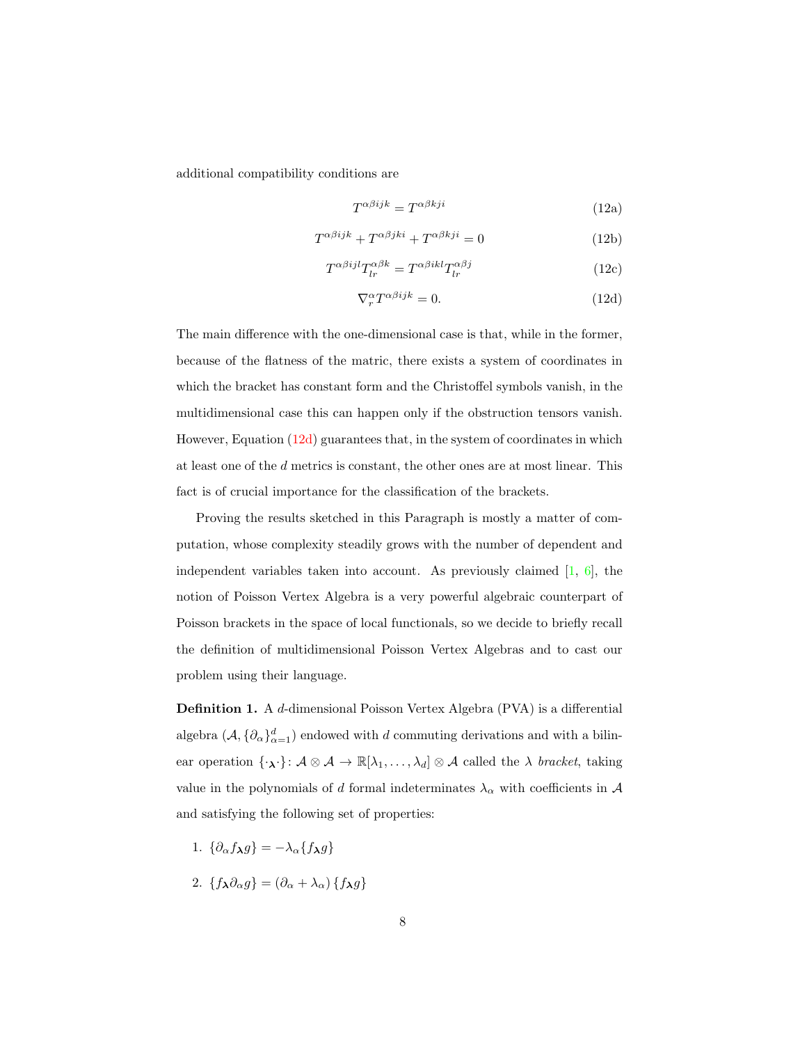additional compatibility conditions are

$$T^{\alpha\beta ijk} = T^{\alpha\beta kji} \tag{12a}$$

$$T^{\alpha\beta ijk} + T^{\alpha\beta jki} + T^{\alpha\beta kji} = 0 \tag{12b}$$

$$T^{\alpha\beta ijl}T^{\alpha\beta k}_{lr} = T^{\alpha\beta ikl}T^{\alpha\beta j}_{lr} \tag{12c}$$

$$\nabla^{\alpha}_{r} T^{\alpha\beta ijk} = 0. \tag{12d}$$

The main difference with the one-dimensional case is that, while in the former, because of the flatness of the matric, there exists a system of coordinates in which the bracket has constant form and the Christoffel symbols vanish, in the multidimensional case this can happen only if the obstruction tensors vanish. However, Equation (12d) guarantees that, in the system of coordinates in which at least one of the $d$ metrics is constant, the other ones are at most linear. This fact is of crucial importance for the classification of the brackets.

Proving the results sketched in this Paragraph is mostly a matter of computation, whose complexity steadily grows with the number of dependent and independent variables taken into account. As previously claimed [1, 6], the notion of Poisson Vertex Algebra is a very powerful algebraic counterpart of Poisson brackets in the space of local functionals, so we decide to briefly recall the definition of multidimensional Poisson Vertex Algebras and to cast our problem using their language.

**Definition 1.** A $d$-dimensional Poisson Vertex Algebra (PVA) is a differential algebra $(\mathcal{A}, \{\partial_\alpha\}_{\alpha=1}^{d})$ endowed with $d$ commuting derivations and with a bilinear operation $\{\cdot_{\boldsymbol{\lambda}}\cdot\} \colon \mathcal{A}\otimes\mathcal{A} \to \mathbb{R}[\lambda_1, \ldots, \lambda_d]\otimes\mathcal{A}$ called the $\lambda$ *bracket*, taking value in the polynomials of $d$ formal indeterminates $\lambda_\alpha$ with coefficients in $\mathcal{A}$ and satisfying the following set of properties:

1. $\{\partial_\alpha f_{\boldsymbol{\lambda}} g\} = -\lambda_\alpha \{f_{\boldsymbol{\lambda}} g\}$
2. $\{f_{\boldsymbol{\lambda}} \partial_\alpha g\} = (\partial_\alpha + \lambda_\alpha)\{f_{\boldsymbol{\lambda}} g\}$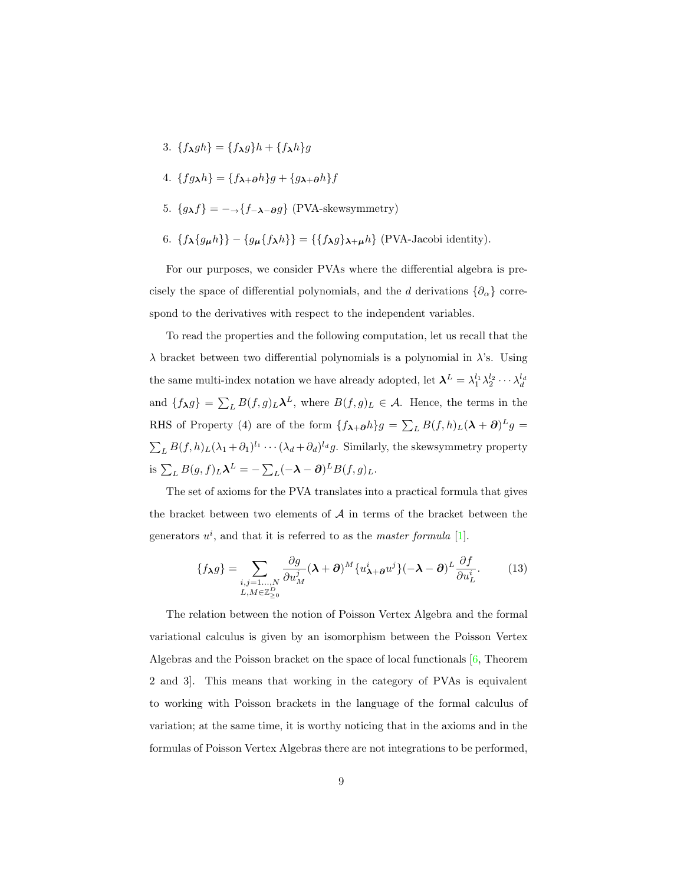3. $\{f_{\boldsymbol{\lambda}} gh\} = \{f_{\boldsymbol{\lambda}} g\}h + \{f_{\boldsymbol{\lambda}} h\}g$

4. $\{fg_{\boldsymbol{\lambda}} h\} = \{f_{\boldsymbol{\lambda}+\boldsymbol{\partial}} h\}g + \{g_{\boldsymbol{\lambda}+\boldsymbol{\partial}} h\}f$

5. $\{g_{\boldsymbol{\lambda}} f\} = -_{\rightarrow}\{f_{-\boldsymbol{\lambda}-\boldsymbol{\partial}} g\}$ (PVA-skewsymmetry)

6. $\{f_{\boldsymbol{\lambda}}\{g_{\boldsymbol{\mu}} h\}\} - \{g_{\boldsymbol{\mu}}\{f_{\boldsymbol{\lambda}} h\}\} = \{\{f_{\boldsymbol{\lambda}} g\}_{\boldsymbol{\lambda}+\boldsymbol{\mu}} h\}$ (PVA-Jacobi identity).

For our purposes, we consider PVAs where the differential algebra is precisely the space of differential polynomials, and the $d$ derivations $\{\partial_\alpha\}$ correspond to the derivatives with respect to the independent variables.

To read the properties and the following computation, let us recall that the $\lambda$ bracket between two differential polynomials is a polynomial in $\lambda$'s. Using the same multi-index notation we have already adopted, let $\boldsymbol{\lambda}^L = \lambda_1^{l_1}\lambda_2^{l_2}\cdots\lambda_d^{l_d}$ and $\{f_{\boldsymbol{\lambda}} g\} = \sum_L B(f,g)_L \boldsymbol{\lambda}^L$, where $B(f,g)_L \in \mathcal{A}$. Hence, the terms in the RHS of Property (4) are of the form $\{f_{\boldsymbol{\lambda}+\boldsymbol{\partial}} h\}g = \sum_L B(f,h)_L(\boldsymbol{\lambda}+\boldsymbol{\partial})^L g = \sum_L B(f,h)_L(\lambda_1+\partial_1)^{l_1}\cdots(\lambda_d+\partial_d)^{l_d} g$. Similarly, the skewsymmetry property is $\sum_L B(g,f)_L \boldsymbol{\lambda}^L = -\sum_L(-\boldsymbol{\lambda}-\boldsymbol{\partial})^L B(f,g)_L$.

The set of axioms for the PVA translates into a practical formula that gives the bracket between two elements of $\mathcal{A}$ in terms of the bracket between the generators $u^i$, and that it is referred to as the *master formula* [1].

$$\{f_{\boldsymbol{\lambda}} g\} = \sum_{\substack{i,j=1\dots,N \\ L,M\in\mathbb{Z}^D_{\geq 0}}} \frac{\partial g}{\partial u^j_M}(\boldsymbol{\lambda}+\boldsymbol{\partial})^M\{u^i_{\boldsymbol{\lambda}+\boldsymbol{\partial}} u^j\}(-\boldsymbol{\lambda}-\boldsymbol{\partial})^L \frac{\partial f}{\partial u^i_L}. \qquad (13)$$

The relation between the notion of Poisson Vertex Algebra and the formal variational calculus is given by an isomorphism between the Poisson Vertex Algebras and the Poisson bracket on the space of local functionals [6, Theorem 2 and 3]. This means that working in the category of PVAs is equivalent to working with Poisson brackets in the language of the formal calculus of variation; at the same time, it is worthy noticing that in the axioms and in the formulas of Poisson Vertex Algebras there are not integrations to be performed,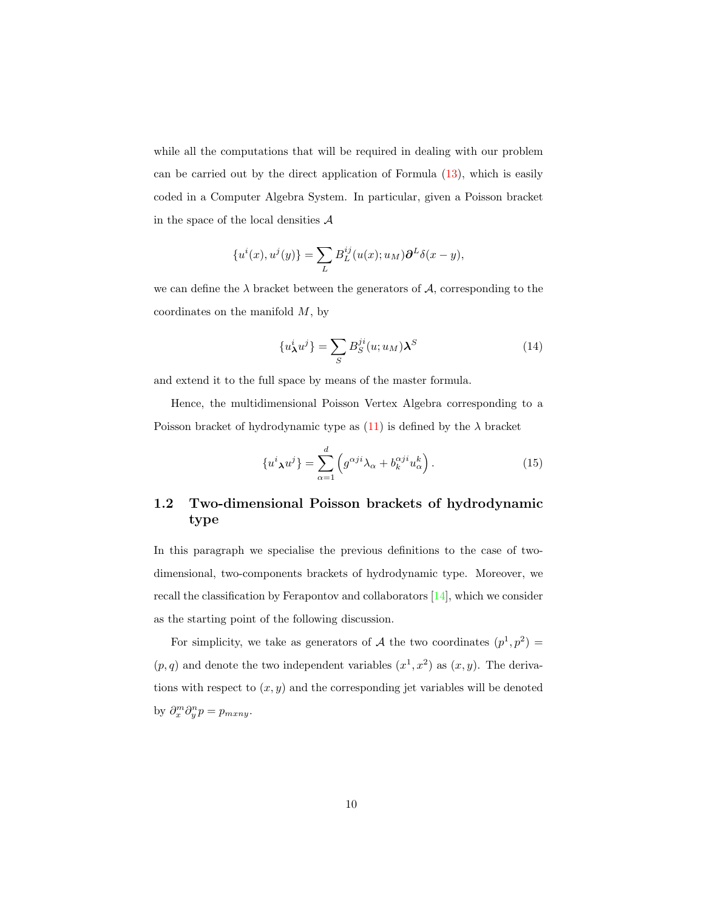while all the computations that will be required in dealing with our problem can be carried out by the direct application of Formula (13), which is easily coded in a Computer Algebra System. In particular, given a Poisson bracket in the space of the local densities $\mathcal{A}$

$$\{u^i(x), u^j(y)\} = \sum_L B^{ij}_L(u(x); u_M)\boldsymbol{\partial}^L\delta(x-y),$$

we can define the $\lambda$ bracket between the generators of $\mathcal{A}$, corresponding to the coordinates on the manifold $M$, by

$$\{u^i_{\boldsymbol{\lambda}} u^j\} = \sum_S B^{ji}_S(u; u_M)\boldsymbol{\lambda}^S \tag{14}$$

and extend it to the full space by means of the master formula.

Hence, the multidimensional Poisson Vertex Algebra corresponding to a Poisson bracket of hydrodynamic type as (11) is defined by the $\lambda$ bracket

$$\{u^i{}_{\boldsymbol{\lambda}} u^j\} = \sum_{\alpha=1}^{d} \left(g^{\alpha ji}\lambda_\alpha + b^{\alpha ji}_k u^k_\alpha\right). \tag{15}$$

## 1.2 Two-dimensional Poisson brackets of hydrodynamic type

In this paragraph we specialise the previous definitions to the case of two-dimensional, two-components brackets of hydrodynamic type. Moreover, we recall the classification by Ferapontov and collaborators [14], which we consider as the starting point of the following discussion.

For simplicity, we take as generators of $\mathcal{A}$ the two coordinates $(p^1, p^2) = (p, q)$ and denote the two independent variables $(x^1, x^2)$ as $(x, y)$. The derivations with respect to $(x, y)$ and the corresponding jet variables will be denoted by $\partial_x^m \partial_y^n p = p_{mxny}$.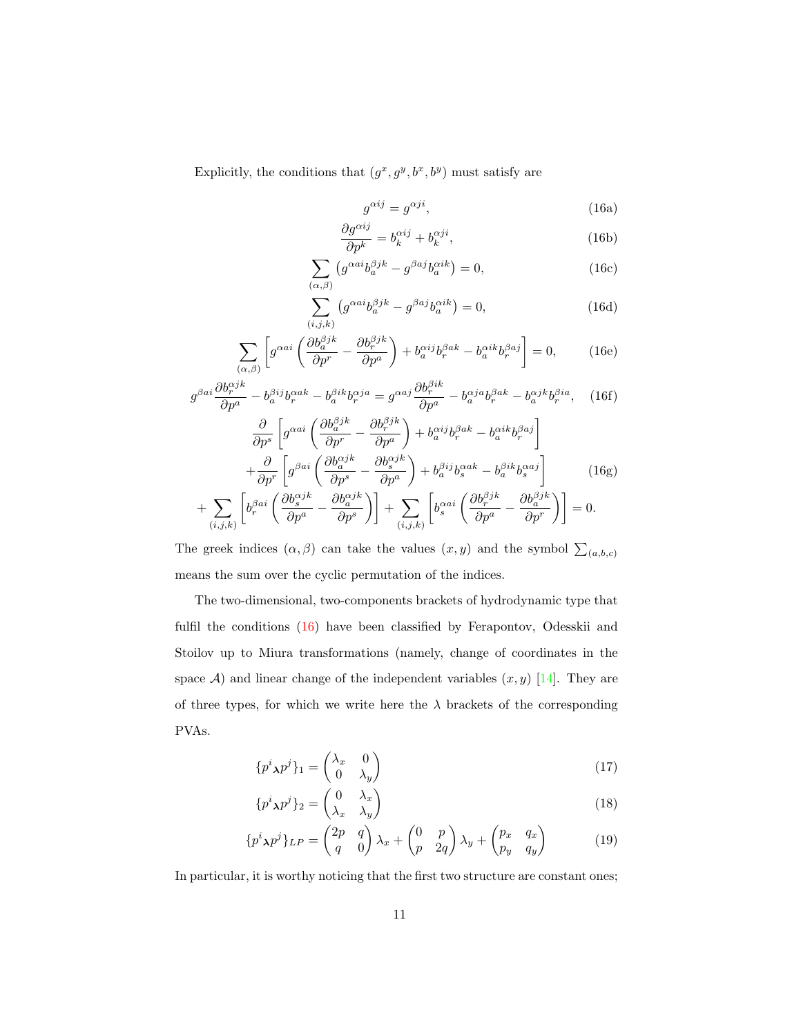Explicitly, the conditions that $(g^x, g^y, b^x, b^y)$ must satisfy are

$$g^{\alpha ij} = g^{\alpha ji}, \tag{16a}$$

$$\frac{\partial g^{\alpha ij}}{\partial p^k} = b_k^{\alpha ij} + b_k^{\alpha ji}, \tag{16b}$$

$$\sum_{(\alpha,\beta)} \left( g^{\alpha ai} b_a^{\beta jk} - g^{\beta aj} b_a^{\alpha ik} \right) = 0, \tag{16c}$$

$$\sum_{(i,j,k)} \left( g^{\alpha ai} b_a^{\beta jk} - g^{\beta aj} b_a^{\alpha ik} \right) = 0, \tag{16d}$$

$$\sum_{(\alpha,\beta)} \left[ g^{\alpha ai} \left( \frac{\partial b_a^{\beta jk}}{\partial p^r} - \frac{\partial b_r^{\beta jk}}{\partial p^a} \right) + b_a^{\alpha ij} b_r^{\beta ak} - b_a^{\alpha ik} b_r^{\beta aj} \right] = 0, \tag{16e}$$

$$g^{\beta ai} \frac{\partial b_r^{\alpha jk}}{\partial p^a} - b_a^{\beta ij} b_r^{\alpha ak} - b_a^{\beta ik} b_r^{\alpha ja} = g^{\alpha aj} \frac{\partial b_r^{\beta ik}}{\partial p^a} - b_a^{\alpha ja} b_r^{\beta ak} - b_a^{\alpha jk} b_r^{\beta ia}, \tag{16f}$$

$$\begin{aligned}
&\frac{\partial}{\partial p^s} \left[ g^{\alpha ai} \left( \frac{\partial b_a^{\beta jk}}{\partial p^r} - \frac{\partial b_r^{\beta jk}}{\partial p^a} \right) + b_a^{\alpha ij} b_r^{\beta ak} - b_a^{\alpha ik} b_r^{\beta aj} \right] \\
&+ \frac{\partial}{\partial p^r} \left[ g^{\beta ai} \left( \frac{\partial b_a^{\alpha jk}}{\partial p^s} - \frac{\partial b_s^{\alpha jk}}{\partial p^a} \right) + b_a^{\beta ij} b_s^{\alpha ak} - b_a^{\beta ik} b_s^{\alpha aj} \right] \\
&+ \sum_{(i,j,k)} \left[ b_r^{\beta ai} \left( \frac{\partial b_s^{\alpha jk}}{\partial p^a} - \frac{\partial b_a^{\alpha jk}}{\partial p^s} \right) \right] + \sum_{(i,j,k)} \left[ b_s^{\alpha ai} \left( \frac{\partial b_r^{\beta jk}}{\partial p^a} - \frac{\partial b_a^{\beta jk}}{\partial p^r} \right) \right] = 0.
\end{aligned} \tag{16g}$$

The greek indices $(\alpha, \beta)$ can take the values $(x, y)$ and the symbol $\sum_{(a,b,c)}$ means the sum over the cyclic permutation of the indices.

The two-dimensional, two-components brackets of hydrodynamic type that fulfil the conditions (16) have been classified by Ferapontov, Odesskii and Stoilov up to Miura transformations (namely, change of coordinates in the space $\mathcal{A}$) and linear change of the independent variables $(x, y)$ [14]. They are of three types, for which we write here the $\lambda$ brackets of the corresponding PVAs.

$$\{p^i{}_{\boldsymbol{\lambda}} p^j\}_1 = \begin{pmatrix} \lambda_x & 0 \\ 0 & \lambda_y \end{pmatrix} \tag{17}$$

$$\{p^i{}_{\boldsymbol{\lambda}} p^j\}_2 = \begin{pmatrix} 0 & \lambda_x \\ \lambda_x & \lambda_y \end{pmatrix} \tag{18}$$

$$\{p^i{}_{\boldsymbol{\lambda}} p^j\}_{LP} = \begin{pmatrix} 2p & q \\ q & 0 \end{pmatrix} \lambda_x + \begin{pmatrix} 0 & p \\ p & 2q \end{pmatrix} \lambda_y + \begin{pmatrix} p_x & q_x \\ p_y & q_y \end{pmatrix} \tag{19}$$

In particular, it is worthy noticing that the first two structure are constant ones;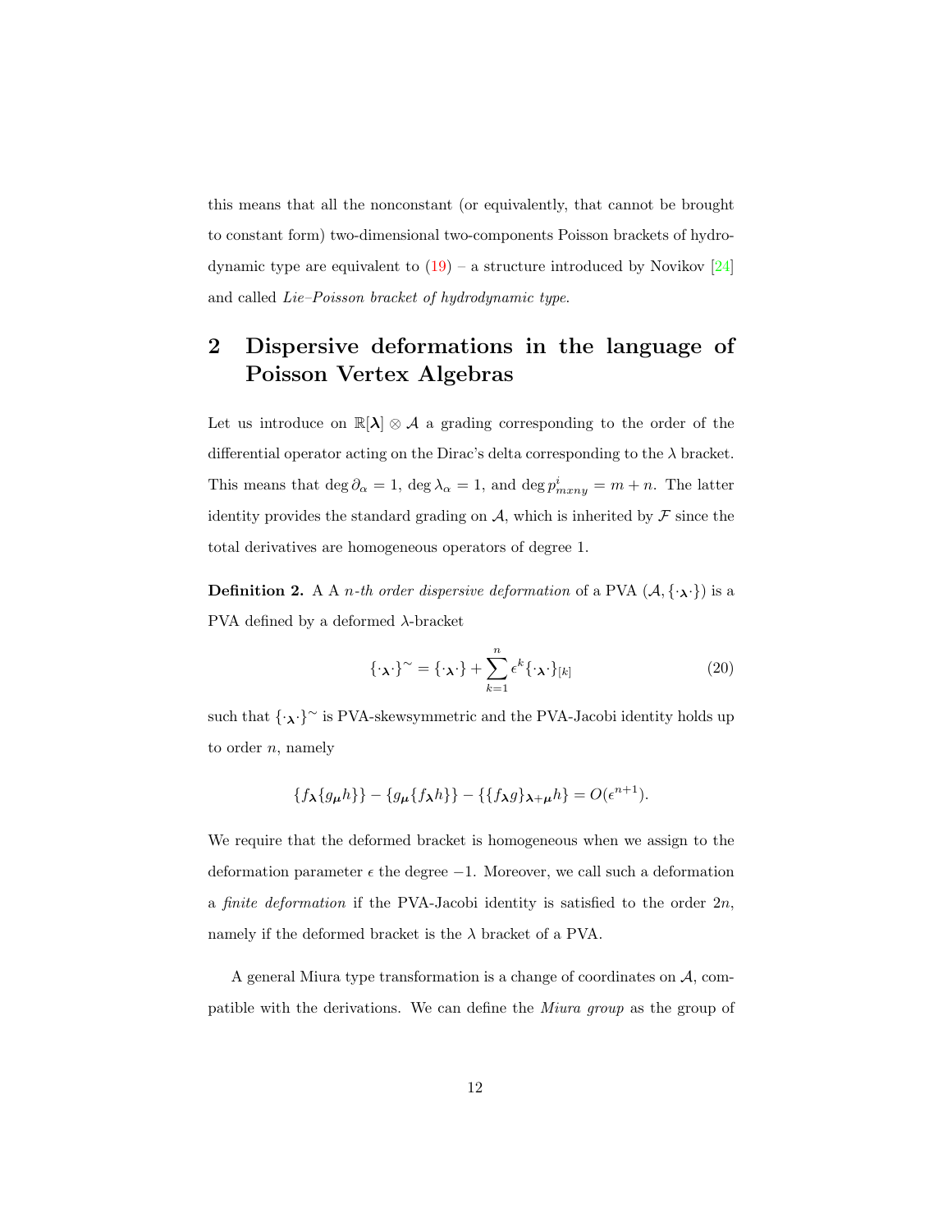this means that all the nonconstant (or equivalently, that cannot be brought to constant form) two-dimensional two-components Poisson brackets of hydrodynamic type are equivalent to (19) – a structure introduced by Novikov [24] and called *Lie–Poisson bracket of hydrodynamic type*.

# 2 Dispersive deformations in the language of Poisson Vertex Algebras

Let us introduce on $\mathbb{R}[\boldsymbol{\lambda}] \otimes \mathcal{A}$ a grading corresponding to the order of the differential operator acting on the Dirac's delta corresponding to the $\lambda$ bracket. This means that $\deg \partial_\alpha = 1$, $\deg \lambda_\alpha = 1$, and $\deg p^i_{mxny} = m + n$. The latter identity provides the standard grading on $\mathcal{A}$, which is inherited by $\mathcal{F}$ since the total derivatives are homogeneous operators of degree 1.

**Definition 2.** A A *n-th order dispersive deformation* of a PVA $(\mathcal{A}, \{\cdot_{\boldsymbol{\lambda}}\cdot\})$ is a PVA defined by a deformed $\lambda$-bracket

$$\{\cdot_{\boldsymbol{\lambda}}\cdot\}^{\sim} = \{\cdot_{\boldsymbol{\lambda}}\cdot\} + \sum_{k=1}^{n} \epsilon^k \{\cdot_{\boldsymbol{\lambda}}\cdot\}_{[k]} \tag{20}$$

such that $\{\cdot_{\boldsymbol{\lambda}}\cdot\}^{\sim}$ is PVA-skewsymmetric and the PVA-Jacobi identity holds up to order $n$, namely

$$\{f_{\boldsymbol{\lambda}}\{g_{\boldsymbol{\mu}}h\}\} - \{g_{\boldsymbol{\mu}}\{f_{\boldsymbol{\lambda}}h\}\} - \{\{f_{\boldsymbol{\lambda}}g\}_{\boldsymbol{\lambda}+\boldsymbol{\mu}}h\} = O(\epsilon^{n+1}).$$

We require that the deformed bracket is homogeneous when we assign to the deformation parameter $\epsilon$ the degree $-1$. Moreover, we call such a deformation a *finite deformation* if the PVA-Jacobi identity is satisfied to the order $2n$, namely if the deformed bracket is the $\lambda$ bracket of a PVA.

A general Miura type transformation is a change of coordinates on $\mathcal{A}$, compatible with the derivations. We can define the *Miura group* as the group of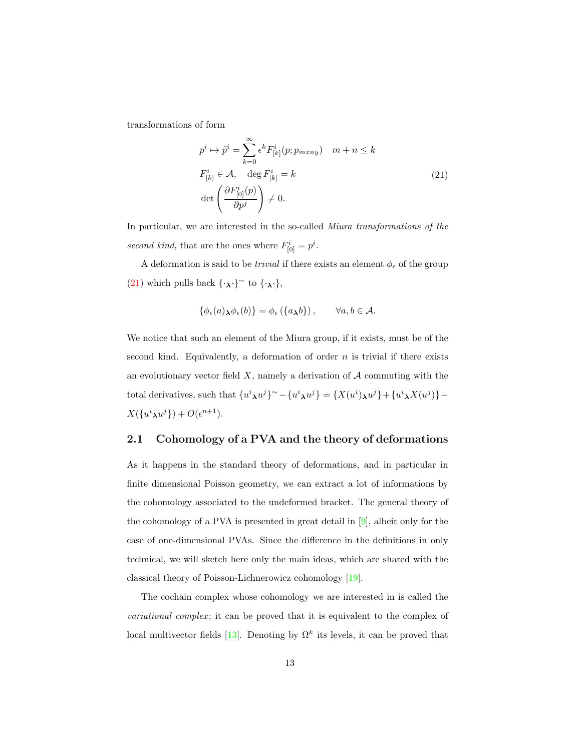transformations of form

$$
\begin{aligned}
& p^i \mapsto \tilde{p}^i = \sum_{k=0}^{\infty} \epsilon^k F^i_{[k]}(p; p_{mxny}) \quad m+n \leq k \\
& F^i_{[k]} \in \mathcal{A}, \quad \deg F^i_{[k]} = k \\
& \det\left(\frac{\partial F^i_{[0]}(p)}{\partial p^j}\right) \neq 0.
\end{aligned} \tag{21}
$$

In particular, we are interested in the so-called *Miura transformations of the second kind*, that are the ones where $F^i_{[0]} = p^i$.

A deformation is said to be *trivial* if there exists an element $\phi_\epsilon$ of the group (21) which pulls back $\{\cdot_{\boldsymbol{\lambda}}\cdot\}^\sim$ to $\{\cdot_{\boldsymbol{\lambda}}\cdot\}$,

$$
\{\phi_\epsilon(a)_{\boldsymbol{\lambda}}\phi_\epsilon(b)\} = \phi_\epsilon\left(\{a_{\boldsymbol{\lambda}}b\}\right), \qquad \forall a, b \in \mathcal{A}.
$$

We notice that such an element of the Miura group, if it exists, must be of the second kind. Equivalently, a deformation of order $n$ is trivial if there exists an evolutionary vector field $X$, namely a derivation of $\mathcal{A}$ commuting with the total derivatives, such that $\{u^i{}_{\boldsymbol{\lambda}}u^j\}^\sim - \{u^i{}_{\boldsymbol{\lambda}}u^j\} = \{X(u^i)_{\boldsymbol{\lambda}}u^j\} + \{u^i{}_{\boldsymbol{\lambda}}X(u^j)\} - X(\{u^i{}_{\boldsymbol{\lambda}}u^j\}) + O(\epsilon^{n+1})$.

## 2.1 Cohomology of a PVA and the theory of deformations

As it happens in the standard theory of deformations, and in particular in finite dimensional Poisson geometry, we can extract a lot of informations by the cohomology associated to the undeformed bracket. The general theory of the cohomology of a PVA is presented in great detail in [9], albeit only for the case of one-dimensional PVAs. Since the difference in the definitions in only technical, we will sketch here only the main ideas, which are shared with the classical theory of Poisson-Lichnerowicz cohomology [19].

The cochain complex whose cohomology we are interested in is called the *variational complex*; it can be proved that it is equivalent to the complex of local multivector fields [13]. Denoting by $\Omega^k$ its levels, it can be proved that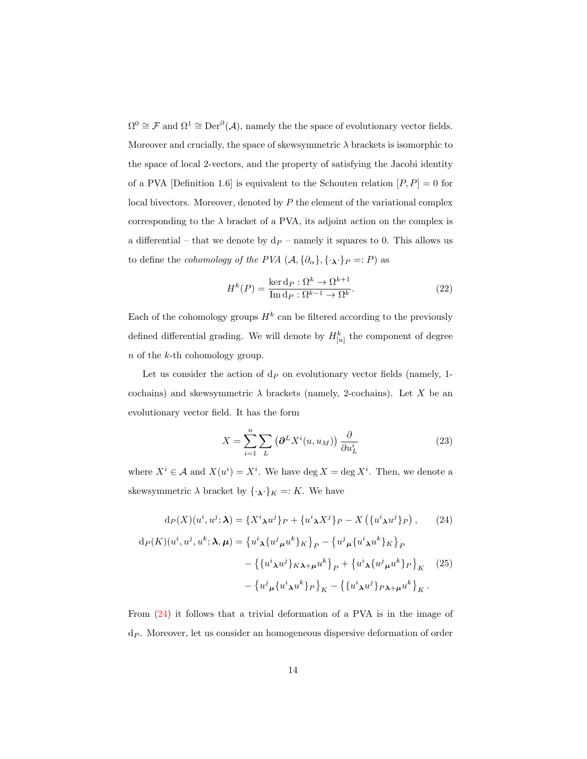$\Omega^0 \cong \mathcal{F}$ and $\Omega^1 \cong \mathrm{Der}^\partial(\mathcal{A})$, namely the the space of evolutionary vector fields. Moreover and crucially, the space of skewsymmetric $\lambda$ brackets is isomorphic to the space of local 2-vectors, and the property of satisfying the Jacobi identity of a PVA [Definition 1.6] is equivalent to the Schouten relation $[P, P] = 0$ for local bivectors. Moreover, denoted by $P$ the element of the variational complex corresponding to the $\lambda$ bracket of a PVA, its adjoint action on the complex is a differential – that we denote by $\mathrm{d}_P$ – namely it squares to 0. This allows us to define the *cohomology of the PVA* $(\mathcal{A}, \{\partial_\alpha\}, \{\cdot_{\boldsymbol{\lambda}}\cdot\}_P =: P)$ as

$$H^k(P) = \frac{\ker \mathrm{d}_P : \Omega^k \to \Omega^{k+1}}{\operatorname{Im} \mathrm{d}_P : \Omega^{k-1} \to \Omega^k}. \tag{22}$$

Each of the cohomology groups $H^k$ can be filtered according to the previously defined differential grading. We will denote by $H^k_{[n]}$ the component of degree $n$ of the $k$-th cohomology group.

Let us consider the action of $\mathrm{d}_P$ on evolutionary vector fields (namely, 1-cochains) and skewsymmetric $\lambda$ brackets (namely, 2-cochains). Let $X$ be an evolutionary vector field. It has the form

$$X = \sum_{i=1}^{n} \sum_L \left(\boldsymbol{\partial}^L X^i(u, u_M)\right) \frac{\partial}{\partial u^i_L} \tag{23}$$

where $X^i \in \mathcal{A}$ and $X(u^i) = X^i$. We have $\deg X = \deg X^i$. Then, we denote a skewsymmetric $\lambda$ bracket by $\{\cdot_{\boldsymbol{\lambda}}\cdot\}_K =: K$. We have

$$\mathrm{d}_P(X)(u^i, u^j; \boldsymbol{\lambda}) = \{X^i{}_{\boldsymbol{\lambda}} u^j\}_P + \{u^i{}_{\boldsymbol{\lambda}} X^j\}_P - X\left(\{u^i{}_{\boldsymbol{\lambda}} u^j\}_P\right), \tag{24}$$

$$\begin{aligned}
\mathrm{d}_P(K)(u^i, u^j, u^k; \boldsymbol{\lambda}, \boldsymbol{\mu}) &= \left\{u^i{}_{\boldsymbol{\lambda}} \{u^j{}_{\boldsymbol{\mu}} u^k\}_K\right\}_P - \left\{u^j{}_{\boldsymbol{\mu}} \{u^i{}_{\boldsymbol{\lambda}} u^k\}_K\right\}_P \\
&\quad - \left\{\{u^i{}_{\boldsymbol{\lambda}} u^j\}_K{}_{\boldsymbol{\lambda}+\boldsymbol{\mu}} u^k\right\}_P + \left\{u^i{}_{\boldsymbol{\lambda}} \{u^j{}_{\boldsymbol{\mu}} u^k\}_P\right\}_K \\
&\quad - \left\{u^j{}_{\boldsymbol{\mu}} \{u^i{}_{\boldsymbol{\lambda}} u^k\}_P\right\}_K - \left\{\{u^i{}_{\boldsymbol{\lambda}} u^j\}_P{}_{\boldsymbol{\lambda}+\boldsymbol{\mu}} u^k\right\}_K.
\end{aligned} \tag{25}$$

From (24) it follows that a trivial deformation of a PVA is in the image of $\mathrm{d}_P$. Moreover, let us consider an homogeneous dispersive deformation of order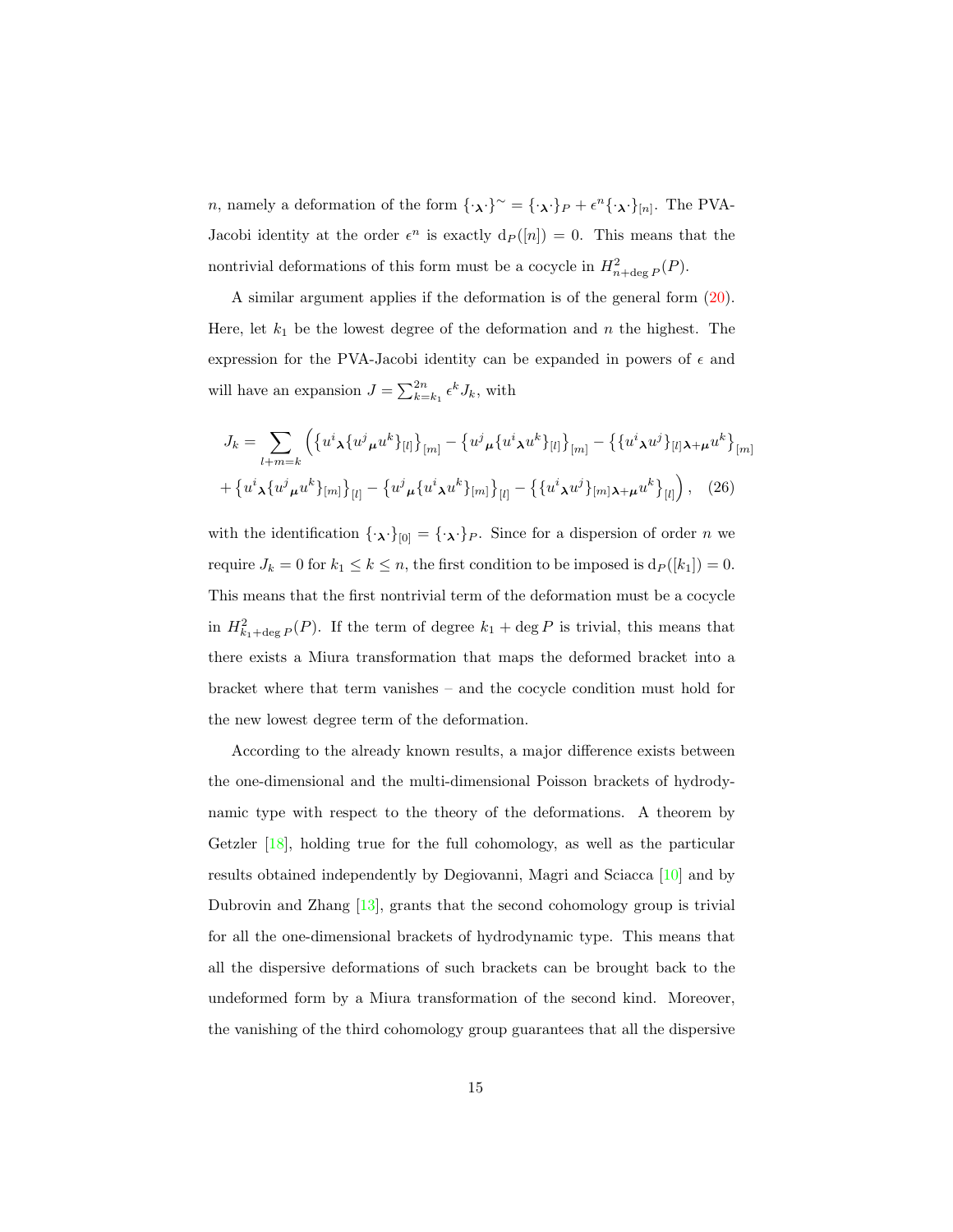$n$, namely a deformation of the form $\{\cdot_{\boldsymbol{\lambda}}\cdot\}^{\sim} = \{\cdot_{\boldsymbol{\lambda}}\cdot\}_P + \epsilon^n\{\cdot_{\boldsymbol{\lambda}}\cdot\}_{[n]}$. The PVA-Jacobi identity at the order $\epsilon^n$ is exactly $\mathrm{d}_P([n]) = 0$. This means that the nontrivial deformations of this form must be a cocycle in $H^2_{n+\deg P}(P)$.

A similar argument applies if the deformation is of the general form (20). Here, let $k_1$ be the lowest degree of the deformation and $n$ the highest. The expression for the PVA-Jacobi identity can be expanded in powers of $\epsilon$ and will have an expansion $J = \sum_{k=k_1}^{2n} \epsilon^k J_k$, with

$$
\begin{aligned}
J_k = \sum_{l+m=k} \Big( &\big\{u^i{}_{\boldsymbol{\lambda}}\{u^j{}_{\boldsymbol{\mu}}u^k\}_{[l]}\big\}_{[m]} - \big\{u^j{}_{\boldsymbol{\mu}}\{u^i{}_{\boldsymbol{\lambda}}u^k\}_{[l]}\big\}_{[m]} - \big\{\{u^i{}_{\boldsymbol{\lambda}}u^j\}_{[l]}{}_{\boldsymbol{\lambda}+\boldsymbol{\mu}}u^k\big\}_{[m]} \\
&+ \big\{u^i{}_{\boldsymbol{\lambda}}\{u^j{}_{\boldsymbol{\mu}}u^k\}_{[m]}\big\}_{[l]} - \big\{u^j{}_{\boldsymbol{\mu}}\{u^i{}_{\boldsymbol{\lambda}}u^k\}_{[m]}\big\}_{[l]} - \big\{\{u^i{}_{\boldsymbol{\lambda}}u^j\}_{[m]}{}_{\boldsymbol{\lambda}+\boldsymbol{\mu}}u^k\big\}_{[l]}\Big), \quad (26)
\end{aligned}
$$

with the identification $\{\cdot_{\boldsymbol{\lambda}}\cdot\}_{[0]} = \{\cdot_{\boldsymbol{\lambda}}\cdot\}_P$. Since for a dispersion of order $n$ we require $J_k = 0$ for $k_1 \leq k \leq n$, the first condition to be imposed is $\mathrm{d}_P([k_1]) = 0$. This means that the first nontrivial term of the deformation must be a cocycle in $H^2_{k_1+\deg P}(P)$. If the term of degree $k_1 + \deg P$ is trivial, this means that there exists a Miura transformation that maps the deformed bracket into a bracket where that term vanishes – and the cocycle condition must hold for the new lowest degree term of the deformation.

According to the already known results, a major difference exists between the one-dimensional and the multi-dimensional Poisson brackets of hydrodynamic type with respect to the theory of the deformations. A theorem by Getzler [18], holding true for the full cohomology, as well as the particular results obtained independently by Degiovanni, Magri and Sciacca [10] and by Dubrovin and Zhang [13], grants that the second cohomology group is trivial for all the one-dimensional brackets of hydrodynamic type. This means that all the dispersive deformations of such brackets can be brought back to the undeformed form by a Miura transformation of the second kind. Moreover, the vanishing of the third cohomology group guarantees that all the dispersive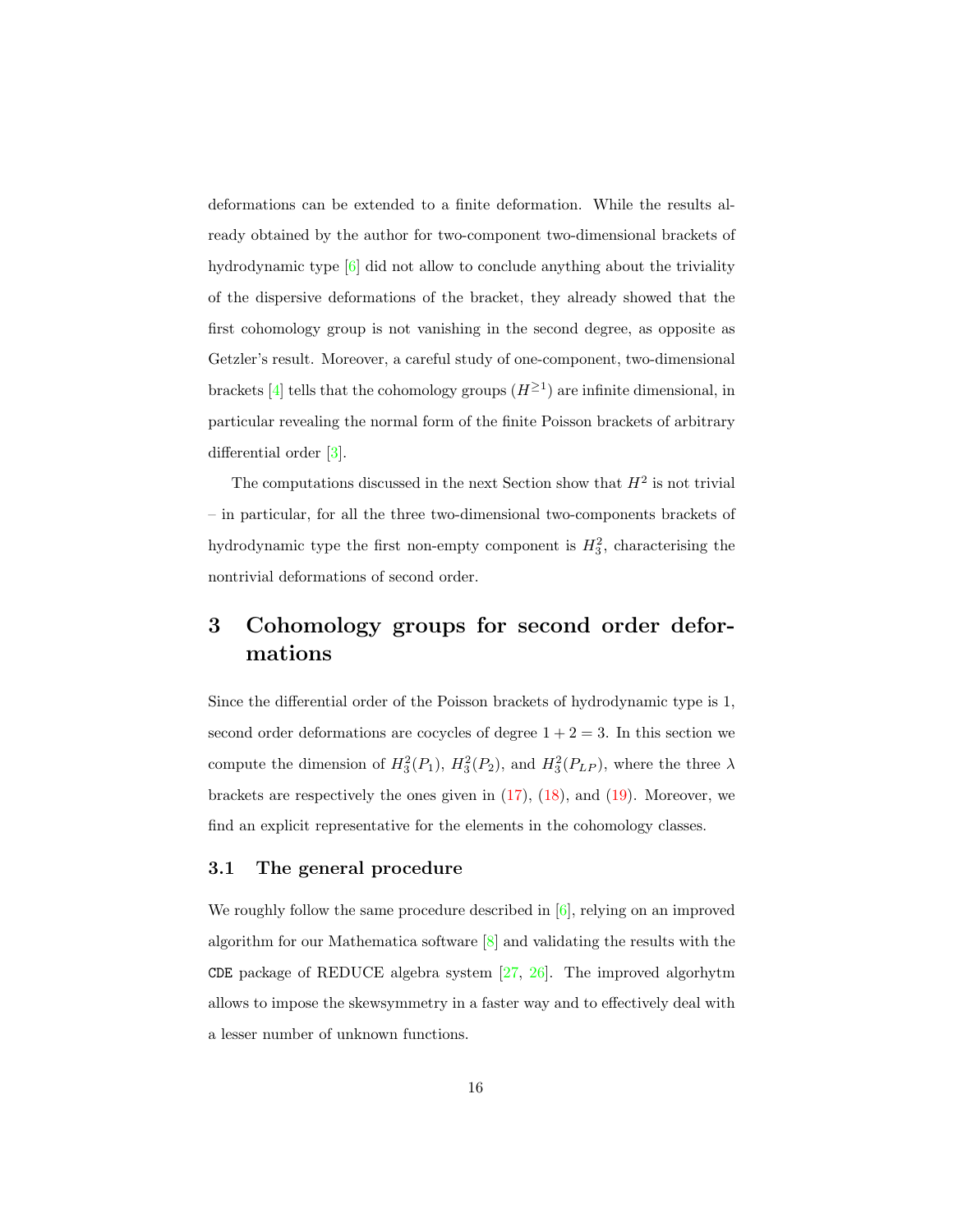deformations can be extended to a finite deformation. While the results already obtained by the author for two-component two-dimensional brackets of hydrodynamic type [6] did not allow to conclude anything about the triviality of the dispersive deformations of the bracket, they already showed that the first cohomology group is not vanishing in the second degree, as opposite as Getzler's result. Moreover, a careful study of one-component, two-dimensional brackets [4] tells that the cohomology groups ($H^{\geq 1}$) are infinite dimensional, in particular revealing the normal form of the finite Poisson brackets of arbitrary differential order [3].

The computations discussed in the next Section show that $H^2$ is not trivial – in particular, for all the three two-dimensional two-components brackets of hydrodynamic type the first non-empty component is $H^2_3$, characterising the nontrivial deformations of second order.

# 3 Cohomology groups for second order deformations

Since the differential order of the Poisson brackets of hydrodynamic type is 1, second order deformations are cocycles of degree $1 + 2 = 3$. In this section we compute the dimension of $H^2_3(P_1)$, $H^2_3(P_2)$, and $H^2_3(P_{LP})$, where the three $\lambda$ brackets are respectively the ones given in (17), (18), and (19). Moreover, we find an explicit representative for the elements in the cohomology classes.

## 3.1 The general procedure

We roughly follow the same procedure described in [6], relying on an improved algorithm for our Mathematica software [8] and validating the results with the CDE package of REDUCE algebra system [27, 26]. The improved algorhytm allows to impose the skewsymmetry in a faster way and to effectively deal with a lesser number of unknown functions.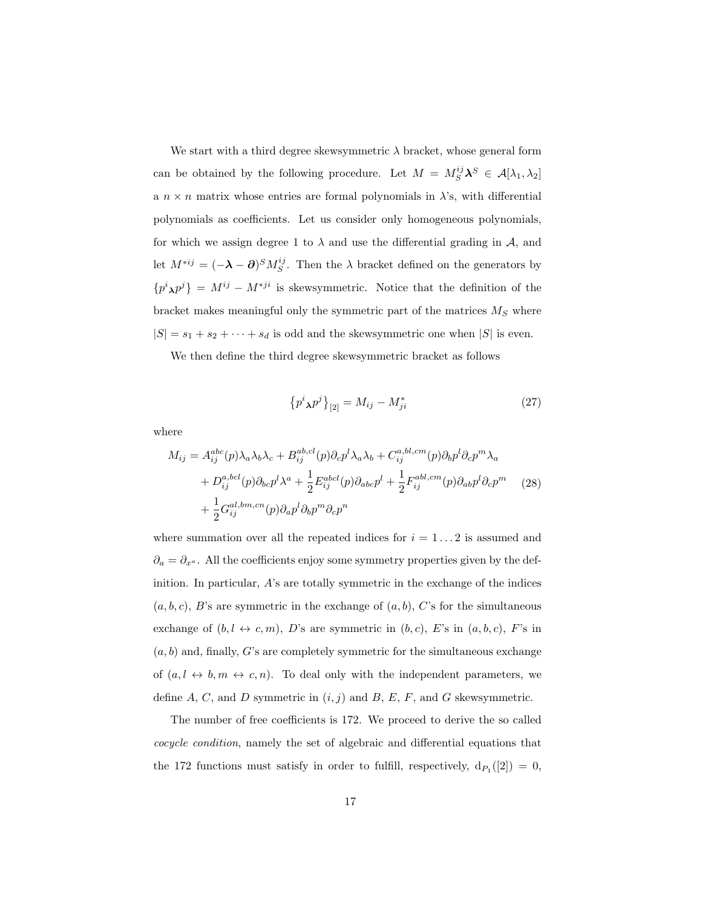We start with a third degree skewsymmetric $\lambda$ bracket, whose general form can be obtained by the following procedure. Let $M = M_S^{ij}\boldsymbol{\lambda}^S \in \mathcal{A}[\lambda_1, \lambda_2]$ a $n \times n$ matrix whose entries are formal polynomials in $\lambda$'s, with differential polynomials as coefficients. Let us consider only homogeneous polynomials, for which we assign degree 1 to $\lambda$ and use the differential grading in $\mathcal{A}$, and let $M^{*ij} = (-\boldsymbol{\lambda} - \boldsymbol{\partial})^S M_S^{ij}$. Then the $\lambda$ bracket defined on the generators by $\{p^i{}_{\boldsymbol{\lambda}} p^j\} = M^{ij} - M^{*ji}$ is skewsymmetric. Notice that the definition of the bracket makes meaningful only the symmetric part of the matrices $M_S$ where $|S| = s_1 + s_2 + \cdots + s_d$ is odd and the skewsymmetric one when $|S|$ is even.

We then define the third degree skewsymmetric bracket as follows

$$\left\{p^i{}_{\boldsymbol{\lambda}} p^j\right\}_{[2]} = M_{ij} - M^*_{ji} \tag{27}$$

where

$$\begin{aligned} M_{ij} = {} & A^{abc}_{ij}(p)\lambda_a\lambda_b\lambda_c + B^{ab,cl}_{ij}(p)\partial_c p^l \lambda_a\lambda_b + C^{a,bl,cm}_{ij}(p)\partial_b p^l \partial_c p^m \lambda_a \\ & + D^{a,bcl}_{ij}(p)\partial_{bc}p^l\lambda^a + \frac{1}{2}E^{abcl}_{ij}(p)\partial_{abc}p^l + \frac{1}{2}F^{abl,cm}_{ij}(p)\partial_{ab}p^l\partial_c p^m \\ & + \frac{1}{2}G^{al,bm,cn}_{ij}(p)\partial_a p^l \partial_b p^m \partial_c p^n \end{aligned} \tag{28}$$

where summation over all the repeated indices for $i = 1 \ldots 2$ is assumed and $\partial_a = \partial_{x^a}$. All the coefficients enjoy some symmetry properties given by the definition. In particular, $A$'s are totally symmetric in the exchange of the indices $(a, b, c)$, $B$'s are symmetric in the exchange of $(a, b)$, $C$'s for the simultaneous exchange of $(b, l \leftrightarrow c, m)$, $D$'s are symmetric in $(b, c)$, $E$'s in $(a, b, c)$, $F$'s in $(a, b)$ and, finally, $G$'s are completely symmetric for the simultaneous exchange of $(a, l \leftrightarrow b, m \leftrightarrow c, n)$. To deal only with the independent parameters, we define $A$, $C$, and $D$ symmetric in $(i, j)$ and $B$, $E$, $F$, and $G$ skewsymmetric.

The number of free coefficients is 172. We proceed to derive the so called *cocycle condition*, namely the set of algebraic and differential equations that the 172 functions must satisfy in order to fulfill, respectively, $\mathrm{d}_{P_1}([2]) = 0$,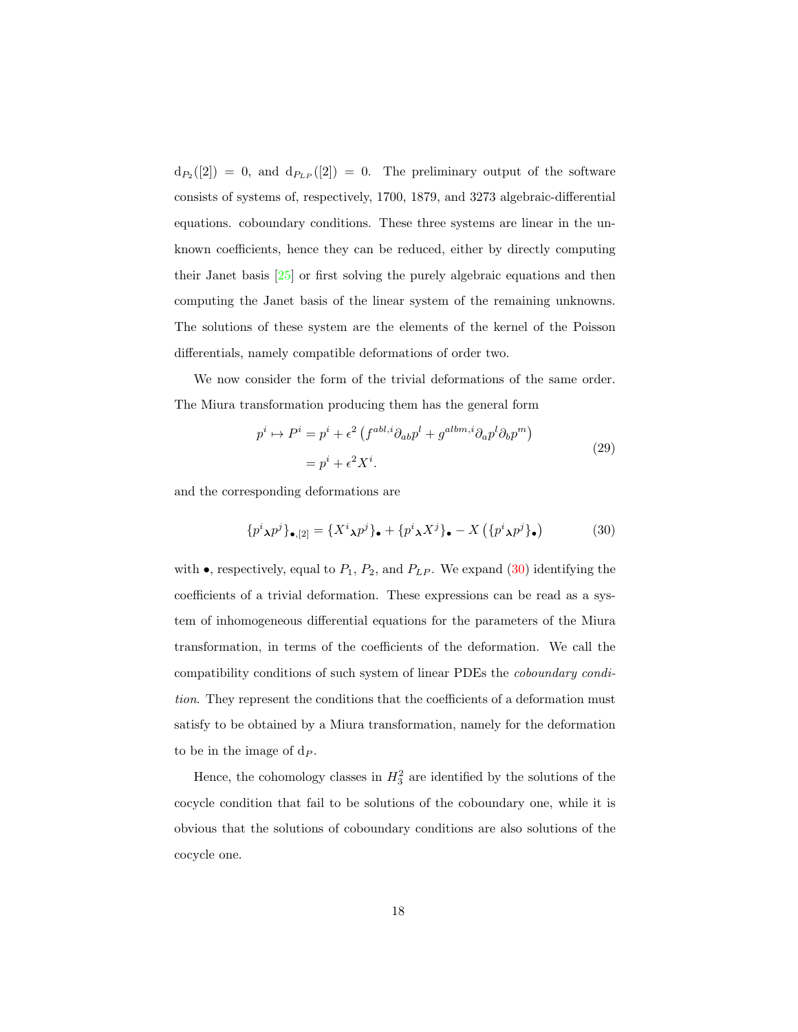$\mathrm{d}_{P_2}([2]) = 0$, and $\mathrm{d}_{P_{LP}}([2]) = 0$. The preliminary output of the software consists of systems of, respectively, 1700, 1879, and 3273 algebraic-differential equations. coboundary conditions. These three systems are linear in the unknown coefficients, hence they can be reduced, either by directly computing their Janet basis [25] or first solving the purely algebraic equations and then computing the Janet basis of the linear system of the remaining unknowns. The solutions of these system are the elements of the kernel of the Poisson differentials, namely compatible deformations of order two.

We now consider the form of the trivial deformations of the same order. The Miura transformation producing them has the general form

$$
\begin{aligned}
p^i \mapsto P^i &= p^i + \epsilon^2 \left( f^{abl,i} \partial_{ab} p^l + g^{albm,i} \partial_a p^l \partial_b p^m \right) \\
&= p^i + \epsilon^2 X^i.
\end{aligned}
\tag{29}
$$

and the corresponding deformations are

$$
\{p^i{}_{\boldsymbol{\lambda}} p^j\}_{\bullet,[2]} = \{X^i{}_{\boldsymbol{\lambda}} p^j\}_{\bullet} + \{p^i{}_{\boldsymbol{\lambda}} X^j\}_{\bullet} - X\left(\{p^i{}_{\boldsymbol{\lambda}} p^j\}_{\bullet}\right) \tag{30}
$$

with $\bullet$, respectively, equal to $P_1$, $P_2$, and $P_{LP}$. We expand (30) identifying the coefficients of a trivial deformation. These expressions can be read as a system of inhomogeneous differential equations for the parameters of the Miura transformation, in terms of the coefficients of the deformation. We call the compatibility conditions of such system of linear PDEs the *coboundary condition*. They represent the conditions that the coefficients of a deformation must satisfy to be obtained by a Miura transformation, namely for the deformation to be in the image of $\mathrm{d}_P$.

Hence, the cohomology classes in $H^2_3$ are identified by the solutions of the cocycle condition that fail to be solutions of the coboundary one, while it is obvious that the solutions of coboundary conditions are also solutions of the cocycle one.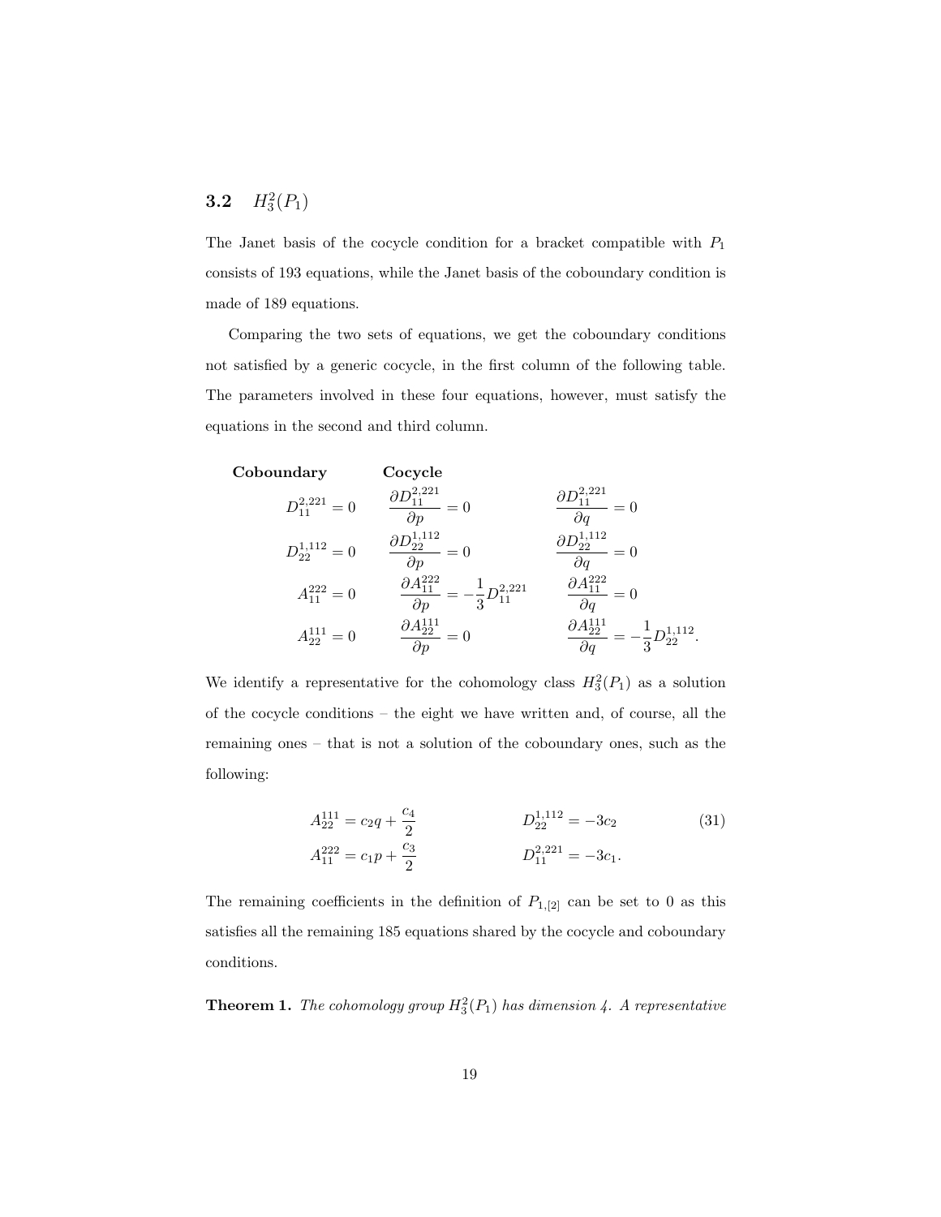### 3.2 $H^2_3(P_1)$

The Janet basis of the cocycle condition for a bracket compatible with $P_1$ consists of 193 equations, while the Janet basis of the coboundary condition is made of 189 equations.

Comparing the two sets of equations, we get the coboundary conditions not satisfied by a generic cocycle, in the first column of the following table. The parameters involved in these four equations, however, must satisfy the equations in the second and third column.

| **Coboundary** | **Cocycle** | |
|---|---|---|
| $D^{2,221}_{11} = 0$ | $\dfrac{\partial D^{2,221}_{11}}{\partial p} = 0$ | $\dfrac{\partial D^{2,221}_{11}}{\partial q} = 0$ |
| $D^{1,112}_{22} = 0$ | $\dfrac{\partial D^{1,112}_{22}}{\partial p} = 0$ | $\dfrac{\partial D^{1,112}_{22}}{\partial q} = 0$ |
| $A^{222}_{11} = 0$ | $\dfrac{\partial A^{222}_{11}}{\partial p} = -\dfrac{1}{3} D^{2,221}_{11}$ | $\dfrac{\partial A^{222}_{11}}{\partial q} = 0$ |
| $A^{111}_{22} = 0$ | $\dfrac{\partial A^{111}_{22}}{\partial p} = 0$ | $\dfrac{\partial A^{111}_{22}}{\partial q} = -\dfrac{1}{3} D^{1,112}_{22}.$ |

We identify a representative for the cohomology class $H^2_3(P_1)$ as a solution of the cocycle conditions – the eight we have written and, of course, all the remaining ones – that is not a solution of the coboundary ones, such as the following:

$$
\begin{aligned}
A^{111}_{22} &= c_2 q + \frac{c_4}{2} & \qquad D^{1,112}_{22} &= -3c_2 \\
A^{222}_{11} &= c_1 p + \frac{c_3}{2} & \qquad D^{2,221}_{11} &= -3c_1.
\end{aligned}
\tag{31}
$$

The remaining coefficients in the definition of $P_{1,[2]}$ can be set to 0 as this satisfies all the remaining 185 equations shared by the cocycle and coboundary conditions.

**Theorem 1.** *The cohomology group $H^2_3(P_1)$ has dimension 4. A representative*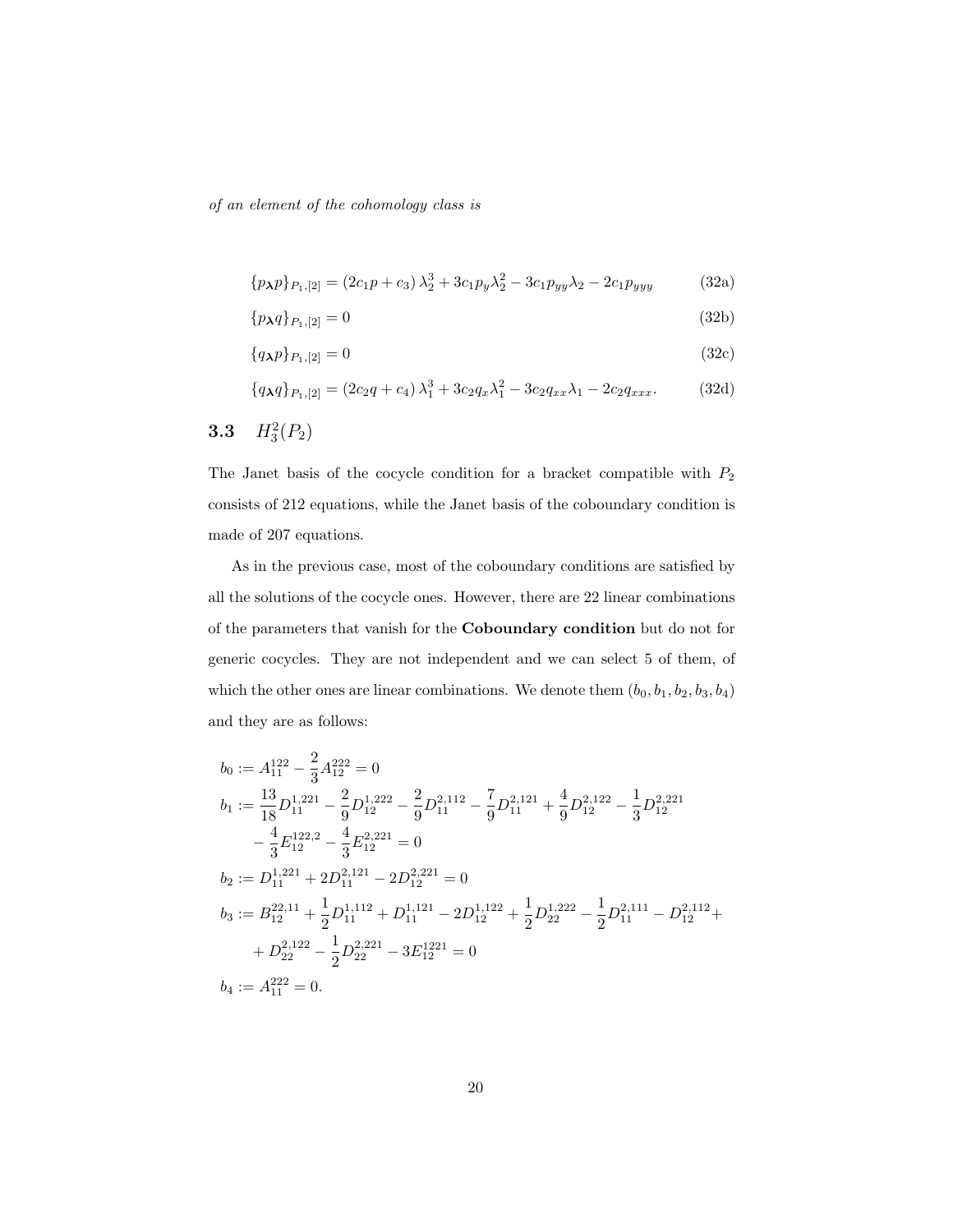*of an element of the cohomology class is*

$$\{p_{\boldsymbol{\lambda}}p\}_{P_1,[2]} = (2c_1p + c_3)\,\lambda_2^3 + 3c_1p_y\lambda_2^2 - 3c_1p_{yy}\lambda_2 - 2c_1p_{yyy} \tag{32a}$$

$$\{p_{\boldsymbol{\lambda}}q\}_{P_1,[2]} = 0 \tag{32b}$$

$$\{q_{\boldsymbol{\lambda}}p\}_{P_1,[2]} = 0 \tag{32c}$$

$$\{q_{\boldsymbol{\lambda}}q\}_{P_1,[2]} = (2c_2q + c_4)\,\lambda_1^3 + 3c_2q_x\lambda_1^2 - 3c_2q_{xx}\lambda_1 - 2c_2q_{xxx}. \tag{32d}$$

### 3.3 $H_3^2(P_2)$

The Janet basis of the cocycle condition for a bracket compatible with $P_2$ consists of 212 equations, while the Janet basis of the coboundary condition is made of 207 equations.

As in the previous case, most of the coboundary conditions are satisfied by all the solutions of the cocycle ones. However, there are 22 linear combinations of the parameters that vanish for the **Coboundary condition** but do not for generic cocycles. They are not independent and we can select 5 of them, of which the other ones are linear combinations. We denote them $(b_0, b_1, b_2, b_3, b_4)$ and they are as follows:

$$\begin{aligned}
b_0 &:= A_{11}^{122} - \frac{2}{3}A_{12}^{222} = 0\\
b_1 &:= \frac{13}{18}D_{11}^{1,221} - \frac{2}{9}D_{12}^{1,222} - \frac{2}{9}D_{11}^{2,112} - \frac{7}{9}D_{11}^{2,121} + \frac{4}{9}D_{12}^{2,122} - \frac{1}{3}D_{12}^{2,221}\\
&\quad - \frac{4}{3}E_{12}^{122,2} - \frac{4}{3}E_{12}^{2,221} = 0\\
b_2 &:= D_{11}^{1,221} + 2D_{11}^{2,121} - 2D_{12}^{2,221} = 0\\
b_3 &:= B_{12}^{22,11} + \frac{1}{2}D_{11}^{1,112} + D_{11}^{1,121} - 2D_{12}^{1,122} + \frac{1}{2}D_{22}^{1,222} - \frac{1}{2}D_{11}^{2,111} - D_{12}^{2,112} +\\
&\quad + D_{22}^{2,122} - \frac{1}{2}D_{22}^{2,221} - 3E_{12}^{1221} = 0\\
b_4 &:= A_{11}^{222} = 0.
\end{aligned}$$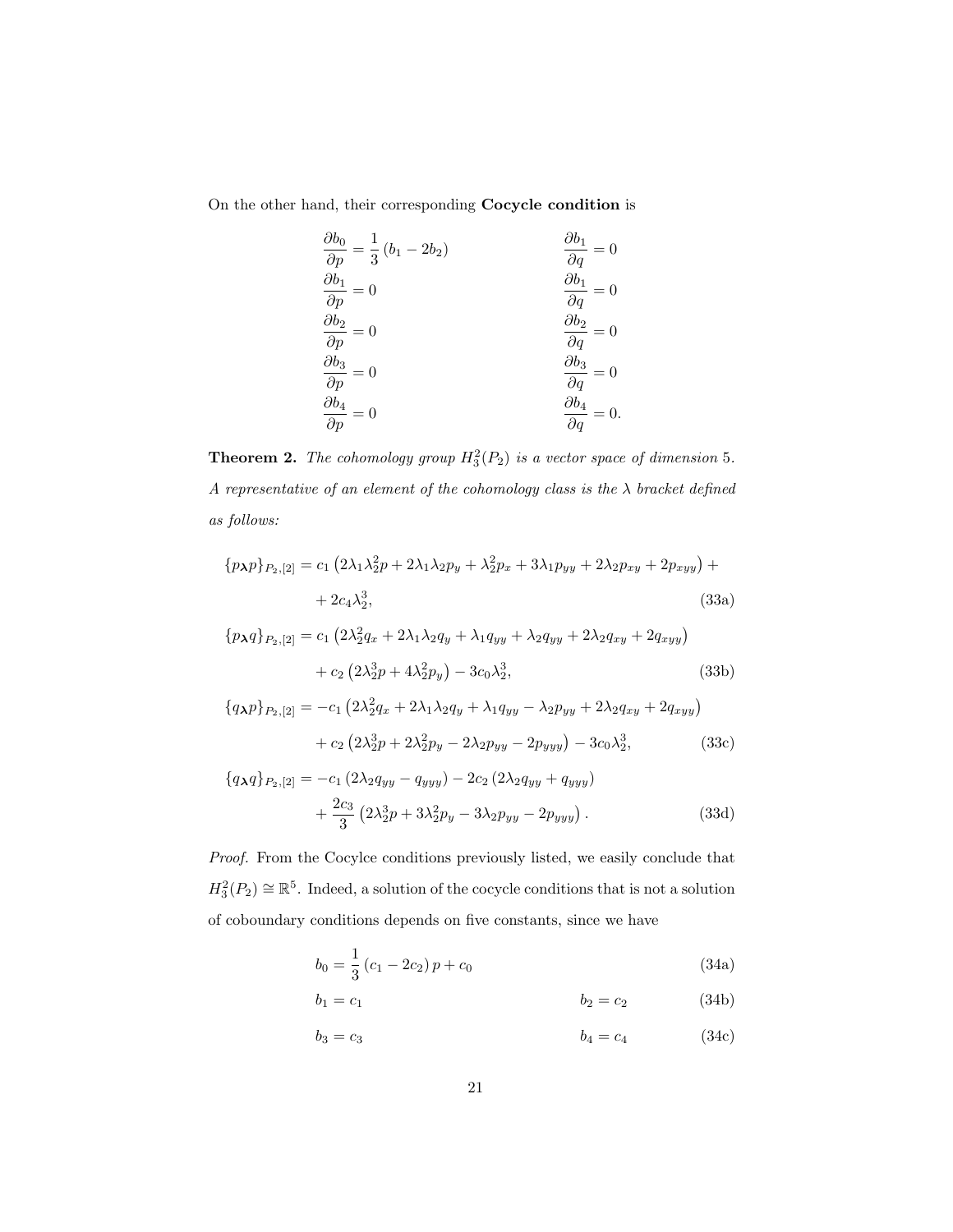On the other hand, their corresponding **Cocycle condition** is

$$
\begin{aligned}
&\frac{\partial b_0}{\partial p} = \frac{1}{3}\left(b_1 - 2b_2\right) && \frac{\partial b_1}{\partial q} = 0 \\
&\frac{\partial b_1}{\partial p} = 0 && \frac{\partial b_1}{\partial q} = 0 \\
&\frac{\partial b_2}{\partial p} = 0 && \frac{\partial b_2}{\partial q} = 0 \\
&\frac{\partial b_3}{\partial p} = 0 && \frac{\partial b_3}{\partial q} = 0 \\
&\frac{\partial b_4}{\partial p} = 0 && \frac{\partial b_4}{\partial q} = 0.
\end{aligned}
$$

**Theorem 2.** *The cohomology group $H_3^2(P_2)$ is a vector space of dimension 5. A representative of an element of the cohomology class is the $\lambda$ bracket defined as follows:*

$$
\begin{aligned}
\{p_{\boldsymbol{\lambda}} p\}_{P_2,[2]} &= c_1\left(2\lambda_1\lambda_2^2 p + 2\lambda_1\lambda_2 p_y + \lambda_2^2 p_x + 3\lambda_1 p_{yy} + 2\lambda_2 p_{xy} + 2p_{xyy}\right) + \\
&\quad + 2c_4\lambda_2^3, && \text{(33a)}
\end{aligned}
$$

$$
\begin{aligned}
\{p_{\boldsymbol{\lambda}} q\}_{P_2,[2]} &= c_1\left(2\lambda_2^2 q_x + 2\lambda_1\lambda_2 q_y + \lambda_1 q_{yy} + \lambda_2 q_{yy} + 2\lambda_2 q_{xy} + 2q_{xyy}\right) \\
&\quad + c_2\left(2\lambda_2^3 p + 4\lambda_2^2 p_y\right) - 3c_0\lambda_2^3, && \text{(33b)}
\end{aligned}
$$

$$
\begin{aligned}
\{q_{\boldsymbol{\lambda}} p\}_{P_2,[2]} &= -c_1\left(2\lambda_2^2 q_x + 2\lambda_1\lambda_2 q_y + \lambda_1 q_{yy} - \lambda_2 p_{yy} + 2\lambda_2 q_{xy} + 2q_{xyy}\right) \\
&\quad + c_2\left(2\lambda_2^3 p + 2\lambda_2^2 p_y - 2\lambda_2 p_{yy} - 2p_{yyy}\right) - 3c_0\lambda_2^3, && \text{(33c)}
\end{aligned}
$$

$$
\begin{aligned}
\{q_{\boldsymbol{\lambda}} q\}_{P_2,[2]} &= -c_1\left(2\lambda_2 q_{yy} - q_{yyy}\right) - 2c_2\left(2\lambda_2 q_{yy} + q_{yyy}\right) \\
&\quad + \frac{2c_3}{3}\left(2\lambda_2^3 p + 3\lambda_2^2 p_y - 3\lambda_2 p_{yy} - 2p_{yyy}\right). && \text{(33d)}
\end{aligned}
$$

*Proof.* From the Cocylce conditions previously listed, we easily conclude that $H_3^2(P_2) \cong \mathbb{R}^5$. Indeed, a solution of the cocycle conditions that is not a solution of coboundary conditions depends on five constants, since we have

$$
b_0 = \frac{1}{3}\left(c_1 - 2c_2\right)p + c_0 \tag{34a}
$$

$$
b_1 = c_1 \qquad\qquad b_2 = c_2 \tag{34b}
$$

$$
b_3 = c_3 \qquad\qquad b_4 = c_4 \tag{34c}
$$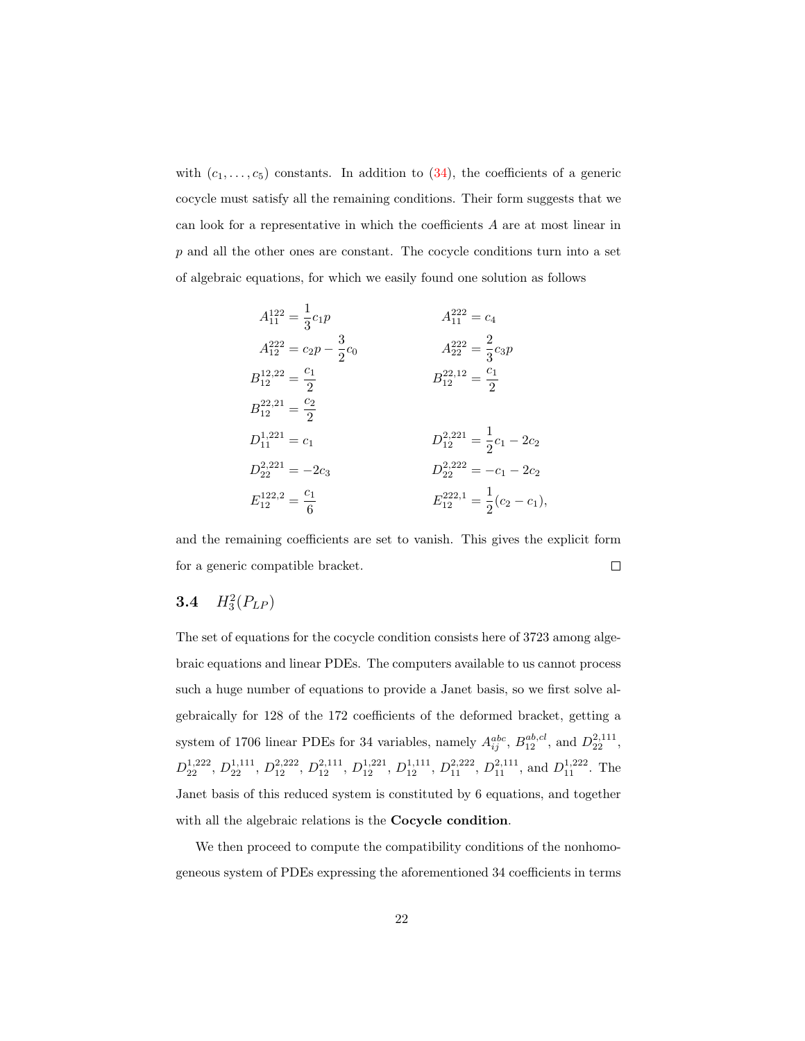with $(c_1, \ldots, c_5)$ constants. In addition to (34), the coefficients of a generic cocycle must satisfy all the remaining conditions. Their form suggests that we can look for a representative in which the coefficients $A$ are at most linear in $p$ and all the other ones are constant. The cocycle conditions turn into a set of algebraic equations, for which we easily found one solution as follows

$$
\begin{aligned}
A^{122}_{11} &= \frac{1}{3}c_1 p & A^{222}_{11} &= c_4 \\
A^{222}_{12} &= c_2 p - \frac{3}{2}c_0 & A^{222}_{22} &= \frac{2}{3}c_3 p \\
B^{12,22}_{12} &= \frac{c_1}{2} & B^{22,12}_{12} &= \frac{c_1}{2} \\
B^{22,21}_{12} &= \frac{c_2}{2} & & \\
D^{1,221}_{11} &= c_1 & D^{2,221}_{12} &= \frac{1}{2}c_1 - 2c_2 \\
D^{2,221}_{22} &= -2c_3 & D^{2,222}_{22} &= -c_1 - 2c_2 \\
E^{122,2}_{12} &= \frac{c_1}{6} & E^{222,1}_{12} &= \frac{1}{2}(c_2 - c_1),
\end{aligned}
$$

and the remaining coefficients are set to vanish. This gives the explicit form for a generic compatible bracket. □

### 3.4 $H^2_3(P_{LP})$

The set of equations for the cocycle condition consists here of 3723 among algebraic equations and linear PDEs. The computers available to us cannot process such a huge number of equations to provide a Janet basis, so we first solve algebraically for 128 of the 172 coefficients of the deformed bracket, getting a system of 1706 linear PDEs for 34 variables, namely $A^{abc}_{ij}$, $B^{ab,cl}_{12}$, and $D^{2,111}_{22}$, $D^{1,222}_{22}$, $D^{1,111}_{22}$, $D^{2,222}_{12}$, $D^{2,111}_{12}$, $D^{1,221}_{12}$, $D^{1,111}_{12}$, $D^{2,222}_{11}$, $D^{2,111}_{11}$, and $D^{1,222}_{11}$. The Janet basis of this reduced system is constituted by 6 equations, and together with all the algebraic relations is the **Cocycle condition**.

We then proceed to compute the compatibility conditions of the nonhomogeneous system of PDEs expressing the aforementioned 34 coefficients in terms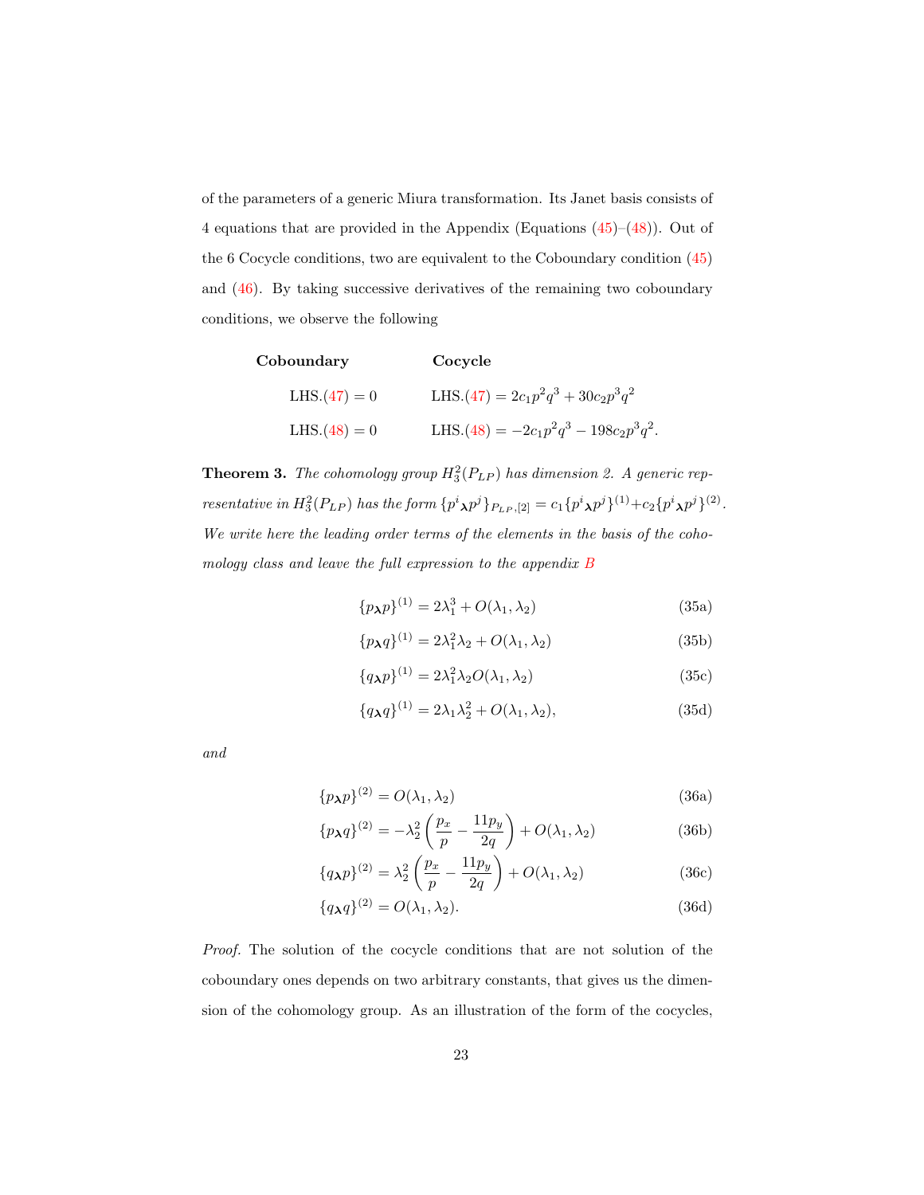of the parameters of a generic Miura transformation. Its Janet basis consists of 4 equations that are provided in the Appendix (Equations (45)–(48)). Out of the 6 Cocycle conditions, two are equivalent to the Coboundary condition (45) and (46). By taking successive derivatives of the remaining two coboundary conditions, we observe the following

| **Coboundary** | **Cocycle** |
|---|---|
| LHS.(47) $= 0$ | LHS.(47) $= 2c_1p^2q^3 + 30c_2p^3q^2$ |
| LHS.(48) $= 0$ | LHS.(48) $= -2c_1p^2q^3 - 198c_2p^3q^2$. |

**Theorem 3.** *The cohomology group $H^2_3(P_{LP})$ has dimension 2. A generic representative in $H^2_3(P_{LP})$ has the form $\{p^i{}_{\boldsymbol{\lambda}}p^j\}_{P_{LP},[2]} = c_1\{p^i{}_{\boldsymbol{\lambda}}p^j\}^{(1)} + c_2\{p^i{}_{\boldsymbol{\lambda}}p^j\}^{(2)}$. We write here the leading order terms of the elements in the basis of the cohomology class and leave the full expression to the appendix B*

$$\{p_{\boldsymbol{\lambda}}p\}^{(1)} = 2\lambda_1^3 + O(\lambda_1, \lambda_2) \tag{35a}$$

$$\{p_{\boldsymbol{\lambda}}q\}^{(1)} = 2\lambda_1^2\lambda_2 + O(\lambda_1, \lambda_2) \tag{35b}$$

$$\{q_{\boldsymbol{\lambda}}p\}^{(1)} = 2\lambda_1^2\lambda_2 O(\lambda_1, \lambda_2) \tag{35c}$$

$$\{q_{\boldsymbol{\lambda}}q\}^{(1)} = 2\lambda_1\lambda_2^2 + O(\lambda_1, \lambda_2), \tag{35d}$$

*and*

$$\{p_{\boldsymbol{\lambda}}p\}^{(2)} = O(\lambda_1, \lambda_2) \tag{36a}$$

$$\{p_{\boldsymbol{\lambda}}q\}^{(2)} = -\lambda_2^2\left(\frac{p_x}{p} - \frac{11p_y}{2q}\right) + O(\lambda_1, \lambda_2) \tag{36b}$$

$$\{q_{\boldsymbol{\lambda}}p\}^{(2)} = \lambda_2^2\left(\frac{p_x}{p} - \frac{11p_y}{2q}\right) + O(\lambda_1, \lambda_2) \tag{36c}$$

$$\{q_{\boldsymbol{\lambda}}q\}^{(2)} = O(\lambda_1, \lambda_2). \tag{36d}$$

*Proof.* The solution of the cocycle conditions that are not solution of the coboundary ones depends on two arbitrary constants, that gives us the dimension of the cohomology group. As an illustration of the form of the cocycles,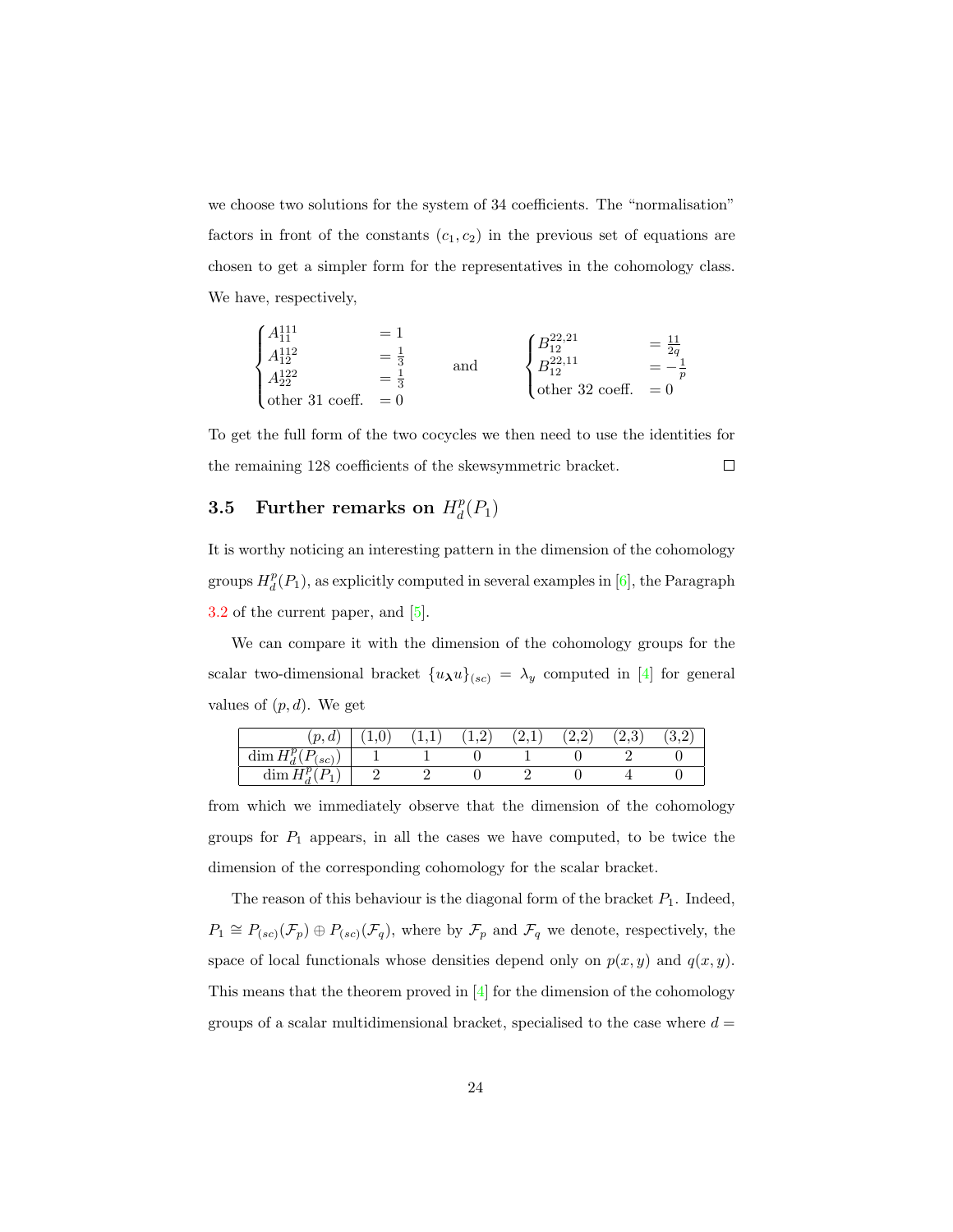we choose two solutions for the system of 34 coefficients. The "normalisation" factors in front of the constants $(c_1, c_2)$ in the previous set of equations are chosen to get a simpler form for the representatives in the cohomology class. We have, respectively,

$$
\begin{cases}
A^{111}_{11} & = 1 \\
A^{112}_{12} & = \frac{1}{3} \\
A^{122}_{22} & = \frac{1}{3} \\
\text{other 31 coeff.} & = 0
\end{cases}
\qquad \text{and} \qquad
\begin{cases}
B^{22,21}_{12} & = \frac{11}{2q} \\
B^{22,11}_{12} & = -\frac{1}{p} \\
\text{other 32 coeff.} & = 0
\end{cases}
$$

To get the full form of the two cocycles we then need to use the identities for the remaining 128 coefficients of the skewsymmetric bracket. □

### 3.5 Further remarks on $H^p_d(P_1)$

It is worthy noticing an interesting pattern in the dimension of the cohomology groups $H^p_d(P_1)$, as explicitly computed in several examples in [6], the Paragraph 3.2 of the current paper, and [5].

We can compare it with the dimension of the cohomology groups for the scalar two-dimensional bracket $\{u_{\boldsymbol{\lambda}} u\}_{(sc)} = \lambda_y$ computed in [4] for general values of $(p, d)$. We get

| $(p, d)$ | (1,0) | (1,1) | (1,2) | (2,1) | (2,2) | (2,3) | (3,2) |
|---|---|---|---|---|---|---|---|
| $\dim H^p_d(P_{(sc)})$ | 1 | 1 | 0 | 1 | 0 | 2 | 0 |
| $\dim H^p_d(P_1)$ | 2 | 2 | 0 | 2 | 0 | 4 | 0 |

from which we immediately observe that the dimension of the cohomology groups for $P_1$ appears, in all the cases we have computed, to be twice the dimension of the corresponding cohomology for the scalar bracket.

The reason of this behaviour is the diagonal form of the bracket $P_1$. Indeed, $P_1 \cong P_{(sc)}(\mathcal{F}_p) \oplus P_{(sc)}(\mathcal{F}_q)$, where by $\mathcal{F}_p$ and $\mathcal{F}_q$ we denote, respectively, the space of local functionals whose densities depend only on $p(x, y)$ and $q(x, y)$. This means that the theorem proved in [4] for the dimension of the cohomology groups of a scalar multidimensional bracket, specialised to the case where $d =$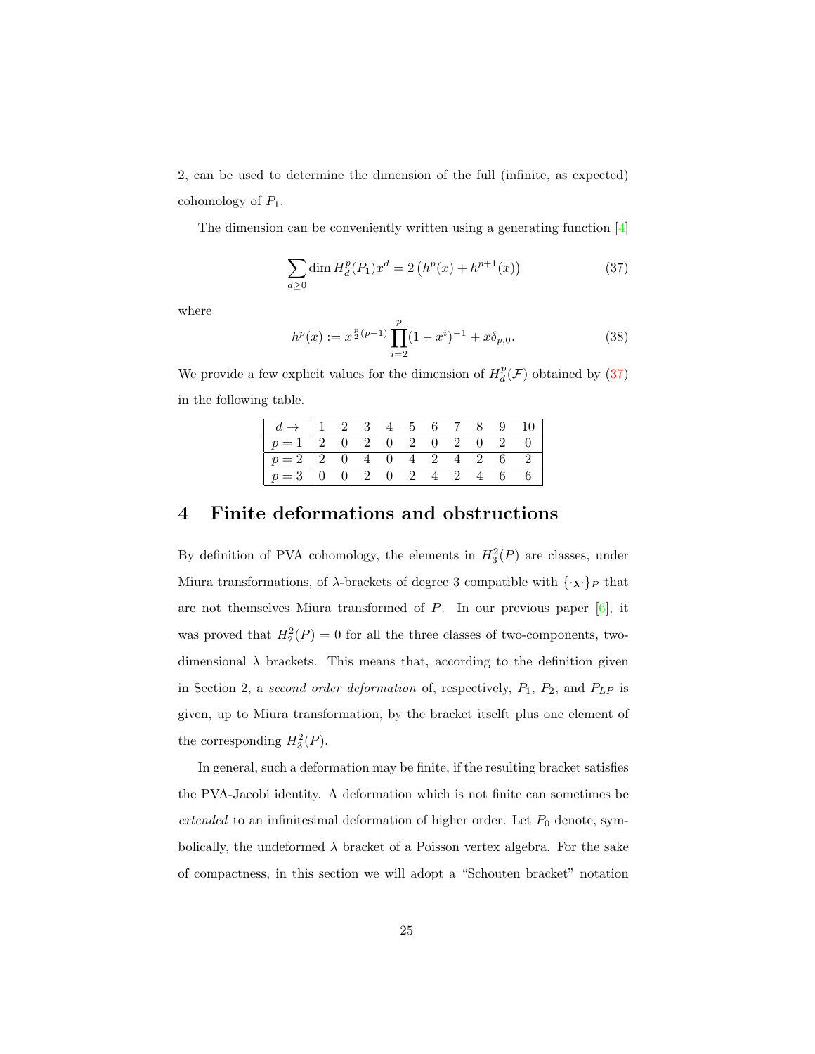2, can be used to determine the dimension of the full (infinite, as expected) cohomology of $P_1$.

The dimension can be conveniently written using a generating function [4]

$$\sum_{d\geq 0} \dim H^p_d(P_1) x^d = 2\left(h^p(x) + h^{p+1}(x)\right) \tag{37}$$

where

$$h^p(x) := x^{\frac{p}{2}(p-1)} \prod_{i=2}^{p} (1-x^i)^{-1} + x\delta_{p,0}. \tag{38}$$

We provide a few explicit values for the dimension of $H^p_d(\mathcal{F})$ obtained by (37) in the following table.

| $d \rightarrow$ | 1 | 2 | 3 | 4 | 5 | 6 | 7 | 8 | 9 | 10 |
|---|---|---|---|---|---|---|---|---|---|---|
| $p = 1$ | 2 | 0 | 2 | 0 | 2 | 0 | 2 | 0 | 2 | 0 |
| $p = 2$ | 2 | 0 | 4 | 0 | 4 | 2 | 4 | 2 | 6 | 2 |
| $p = 3$ | 0 | 0 | 2 | 0 | 2 | 4 | 2 | 4 | 6 | 6 |

# 4 Finite deformations and obstructions

By definition of PVA cohomology, the elements in $H^2_3(P)$ are classes, under Miura transformations, of $\lambda$-brackets of degree 3 compatible with $\{\cdot_{\boldsymbol{\lambda}}\cdot\}_P$ that are not themselves Miura transformed of $P$. In our previous paper [6], it was proved that $H^2_2(P) = 0$ for all the three classes of two-components, two-dimensional $\lambda$ brackets. This means that, according to the definition given in Section 2, a *second order deformation* of, respectively, $P_1$, $P_2$, and $P_{LP}$ is given, up to Miura transformation, by the bracket itselft plus one element of the corresponding $H^2_3(P)$.

In general, such a deformation may be finite, if the resulting bracket satisfies the PVA-Jacobi identity. A deformation which is not finite can sometimes be *extended* to an infinitesimal deformation of higher order. Let $P_0$ denote, symbolically, the undeformed $\lambda$ bracket of a Poisson vertex algebra. For the sake of compactness, in this section we will adopt a "Schouten bracket" notation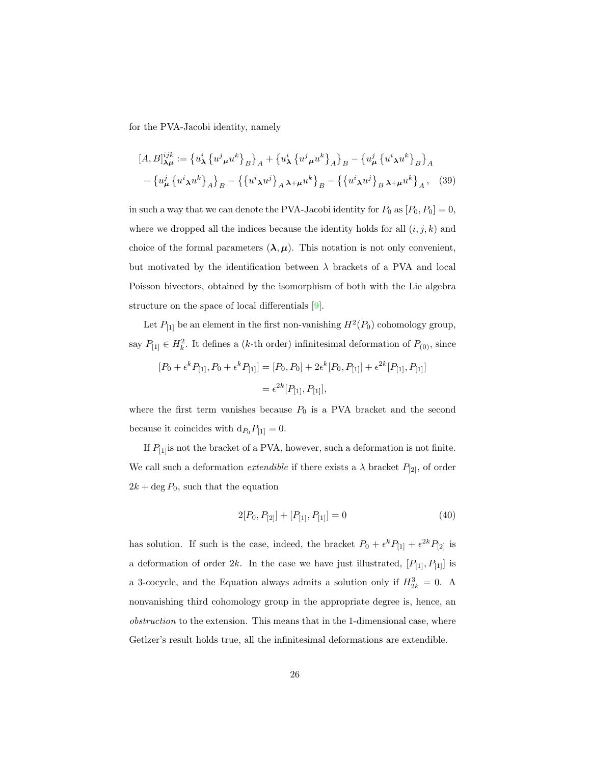for the PVA-Jacobi identity, namely

$$
\begin{aligned}
[A,B]^{ijk}_{\boldsymbol{\lambda}\boldsymbol{\mu}} := &\left\{u^i_{\boldsymbol{\lambda}}\left\{u^j{}_{\boldsymbol{\mu}}u^k\right\}_B\right\}_A + \left\{u^i_{\boldsymbol{\lambda}}\left\{u^j{}_{\boldsymbol{\mu}}u^k\right\}_A\right\}_B - \left\{u^j_{\boldsymbol{\mu}}\left\{u^i{}_{\boldsymbol{\lambda}}u^k\right\}_B\right\}_A \\
&- \left\{u^j_{\boldsymbol{\mu}}\left\{u^i{}_{\boldsymbol{\lambda}}u^k\right\}_A\right\}_B - \left\{\left\{u^i{}_{\boldsymbol{\lambda}}u^j\right\}_A{}_{\boldsymbol{\lambda}+\boldsymbol{\mu}}u^k\right\}_B - \left\{\left\{u^i{}_{\boldsymbol{\lambda}}u^j\right\}_B{}_{\boldsymbol{\lambda}+\boldsymbol{\mu}}u^k\right\}_A, \quad (39)
\end{aligned}
$$

in such a way that we can denote the PVA-Jacobi identity for $P_0$ as $[P_0, P_0] = 0$, where we dropped all the indices because the identity holds for all $(i, j, k)$ and choice of the formal parameters $(\boldsymbol{\lambda}, \boldsymbol{\mu})$. This notation is not only convenient, but motivated by the identification between $\lambda$ brackets of a PVA and local Poisson bivectors, obtained by the isomorphism of both with the Lie algebra structure on the space of local differentials [9].

Let $P_{[1]}$ be an element in the first non-vanishing $H^2(P_0)$ cohomology group, say $P_{[1]} \in H^2_k$. It defines a ($k$-th order) infinitesimal deformation of $P_{(0)}$, since

$$
\begin{aligned}
[P_0 + \epsilon^k P_{[1]}, P_0 + \epsilon^k P_{[1]}] &= [P_0, P_0] + 2\epsilon^k [P_0, P_{[1]}] + \epsilon^{2k}[P_{[1]}, P_{[1]}] \\
&= \epsilon^{2k}[P_{[1]}, P_{[1]}],
\end{aligned}
$$

where the first term vanishes because $P_0$ is a PVA bracket and the second because it coincides with $\mathrm{d}_{P_0} P_{[1]} = 0$.

If $P_{[1]}$is not the bracket of a PVA, however, such a deformation is not finite. We call such a deformation *extendible* if there exists a $\lambda$ bracket $P_{[2]}$, of order $2k + \deg P_0$, such that the equation

$$
2[P_0, P_{[2]}] + [P_{[1]}, P_{[1]}] = 0 \tag{40}
$$

has solution. If such is the case, indeed, the bracket $P_0 + \epsilon^k P_{[1]} + \epsilon^{2k} P_{[2]}$ is a deformation of order $2k$. In the case we have just illustrated, $[P_{[1]}, P_{[1]}]$ is a 3-cocycle, and the Equation always admits a solution only if $H^3_{2k} = 0$. A nonvanishing third cohomology group in the appropriate degree is, hence, an *obstruction* to the extension. This means that in the 1-dimensional case, where Getlzer's result holds true, all the infinitesimal deformations are extendible.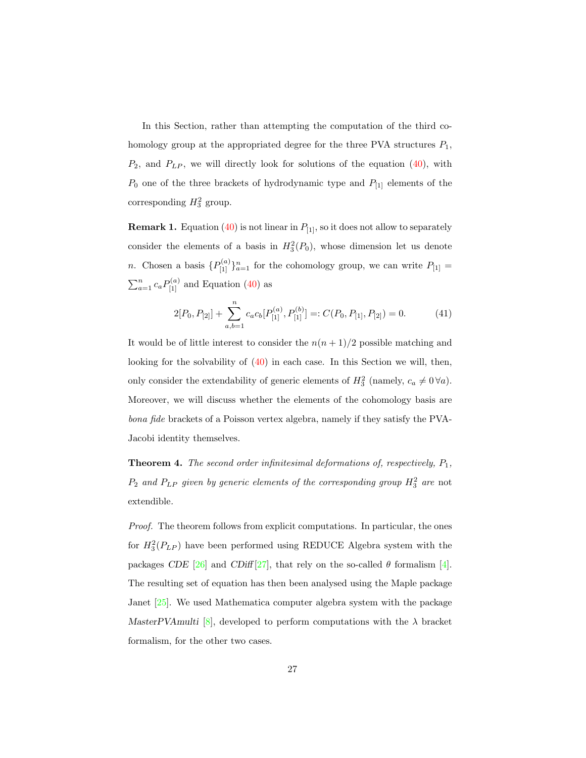In this Section, rather than attempting the computation of the third cohomology group at the appropriated degree for the three PVA structures $P_1$, $P_2$, and $P_{LP}$, we will directly look for solutions of the equation (40), with $P_0$ one of the three brackets of hydrodynamic type and $P_{[1]}$ elements of the corresponding $H^2_3$ group.

**Remark 1.** Equation (40) is not linear in $P_{[1]}$, so it does not allow to separately consider the elements of a basis in $H^2_3(P_0)$, whose dimension let us denote $n$. Chosen a basis $\{P^{(a)}_{[1]}\}_{a=1}^n$ for the cohomology group, we can write $P_{[1]} = \sum_{a=1}^n c_a P^{(a)}_{[1]}$ and Equation (40) as

$$2[P_0, P_{[2]}] + \sum_{a,b=1}^{n} c_a c_b [P^{(a)}_{[1]}, P^{(b)}_{[1]}] =: C(P_0, P_{[1]}, P_{[2]}) = 0. \tag{41}$$

It would be of little interest to consider the $n(n+1)/2$ possible matching and looking for the solvability of (40) in each case. In this Section we will, then, only consider the extendability of generic elements of $H^2_3$ (namely, $c_a \neq 0 \,\forall a$). Moreover, we will discuss whether the elements of the cohomology basis are *bona fide* brackets of a Poisson vertex algebra, namely if they satisfy the PVA-Jacobi identity themselves.

**Theorem 4.** *The second order infinitesimal deformations of, respectively, $P_1$, $P_2$ and $P_{LP}$ given by generic elements of the corresponding group $H^2_3$ are* not *extendible.*

*Proof.* The theorem follows from explicit computations. In particular, the ones for $H^2_3(P_{LP})$ have been performed using REDUCE Algebra system with the packages *CDE* [26] and *CDiff* [27], that rely on the so-called $\theta$ formalism [4]. The resulting set of equation has then been analysed using the Maple package Janet [25]. We used Mathematica computer algebra system with the package *MasterPVAmulti* [8], developed to perform computations with the $\lambda$ bracket formalism, for the other two cases.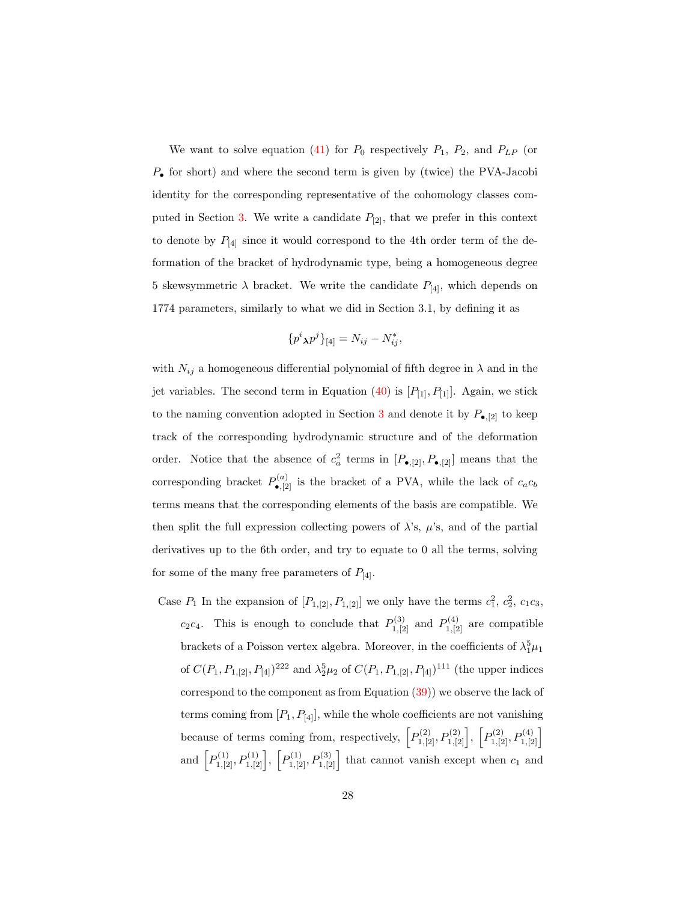We want to solve equation (41) for $P_0$ respectively $P_1$, $P_2$, and $P_{LP}$ (or $P_\bullet$ for short) and where the second term is given by (twice) the PVA-Jacobi identity for the corresponding representative of the cohomology classes computed in Section 3. We write a candidate $P_{[2]}$, that we prefer in this context to denote by $P_{[4]}$ since it would correspond to the 4th order term of the deformation of the bracket of hydrodynamic type, being a homogeneous degree 5 skewsymmetric $\lambda$ bracket. We write the candidate $P_{[4]}$, which depends on 1774 parameters, similarly to what we did in Section 3.1, by defining it as

$$\{p^i{}_{\boldsymbol{\lambda}} p^j\}_{[4]} = N_{ij} - N_{ij}^*,$$

with $N_{ij}$ a homogeneous differential polynomial of fifth degree in $\lambda$ and in the jet variables. The second term in Equation (40) is $[P_{[1]}, P_{[1]}]$. Again, we stick to the naming convention adopted in Section 3 and denote it by $P_{\bullet,[2]}$ to keep track of the corresponding hydrodynamic structure and of the deformation order. Notice that the absence of $c_a^2$ terms in $[P_{\bullet,[2]}, P_{\bullet,[2]}]$ means that the corresponding bracket $P^{(a)}_{\bullet,[2]}$ is the bracket of a PVA, while the lack of $c_a c_b$ terms means that the corresponding elements of the basis are compatible. We then split the full expression collecting powers of $\lambda$'s, $\mu$'s, and of the partial derivatives up to the 6th order, and try to equate to 0 all the terms, solving for some of the many free parameters of $P_{[4]}$.

Case $P_1$ In the expansion of $[P_{1,[2]}, P_{1,[2]}]$ we only have the terms $c_1^2$, $c_2^2$, $c_1c_3$, $c_2c_4$. This is enough to conclude that $P^{(3)}_{1,[2]}$ and $P^{(4)}_{1,[2]}$ are compatible brackets of a Poisson vertex algebra. Moreover, in the coefficients of $\lambda_1^5\mu_1$ of $C(P_1, P_{1,[2]}, P_{[4]})^{222}$ and $\lambda_2^5\mu_2$ of $C(P_1, P_{1,[2]}, P_{[4]})^{111}$ (the upper indices correspond to the component as from Equation (39)) we observe the lack of terms coming from $[P_1, P_{[4]}]$, while the whole coefficients are not vanishing because of terms coming from, respectively, $\left[P^{(2)}_{1,[2]}, P^{(2)}_{1,[2]}\right]$, $\left[P^{(2)}_{1,[2]}, P^{(4)}_{1,[2]}\right]$ and $\left[P^{(1)}_{1,[2]}, P^{(1)}_{1,[2]}\right]$, $\left[P^{(1)}_{1,[2]}, P^{(3)}_{1,[2]}\right]$ that cannot vanish except when $c_1$ and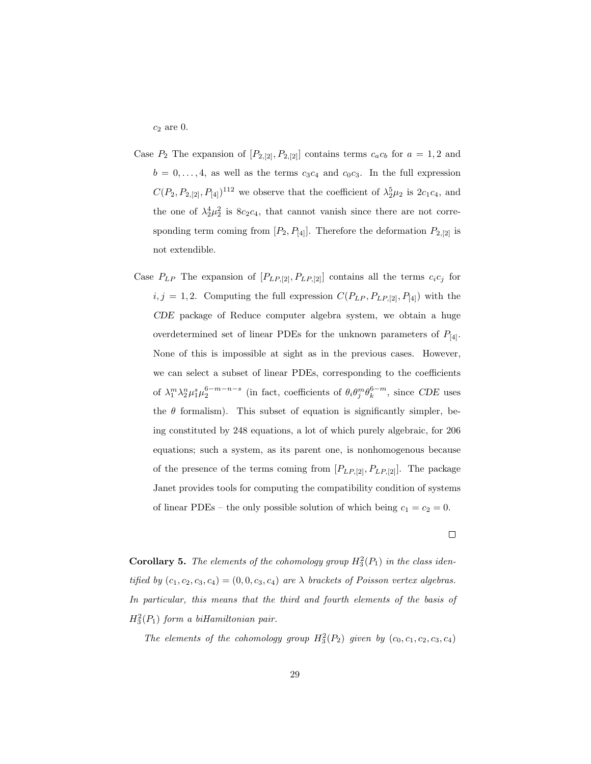$c_2$ are 0.

Case $P_2$ The expansion of $[P_{2,[2]}, P_{2,[2]}]$ contains terms $c_a c_b$ for $a = 1, 2$ and $b = 0, \ldots, 4$, as well as the terms $c_3 c_4$ and $c_0 c_3$. In the full expression $C(P_2, P_{2,[2]}, P_{[4]})^{112}$ we observe that the coefficient of $\lambda_2^5 \mu_2$ is $2c_1 c_4$, and the one of $\lambda_2^4 \mu_2^2$ is $8c_2 c_4$, that cannot vanish since there are not corresponding term coming from $[P_2, P_{[4]}]$. Therefore the deformation $P_{2,[2]}$ is not extendible.

Case $P_{LP}$ The expansion of $[P_{LP,[2]}, P_{LP,[2]}]$ contains all the terms $c_i c_j$ for $i, j = 1, 2$. Computing the full expression $C(P_{LP}, P_{LP,[2]}, P_{[4]})$ with the *CDE* package of Reduce computer algebra system, we obtain a huge overdetermined set of linear PDEs for the unknown parameters of $P_{[4]}$. None of this is impossible at sight as in the previous cases. However, we can select a subset of linear PDEs, corresponding to the coefficients of $\lambda_1^m \lambda_2^n \mu_1^s \mu_2^{6-m-n-s}$ (in fact, coefficients of $\theta_i \theta_j^m \theta_k^{6-m}$, since *CDE* uses the $\theta$ formalism). This subset of equation is significantly simpler, being constituted by 248 equations, a lot of which purely algebraic, for 206 equations; such a system, as its parent one, is nonhomogenous because of the presence of the terms coming from $[P_{LP,[2]}, P_{LP,[2]}]$. The package Janet provides tools for computing the compatibility condition of systems of linear PDEs – the only possible solution of which being $c_1 = c_2 = 0$.

□

**Corollary 5.** *The elements of the cohomology group $H_3^2(P_1)$ in the class identified by $(c_1, c_2, c_3, c_4) = (0, 0, c_3, c_4)$ are $\lambda$ brackets of Poisson vertex algebras. In particular, this means that the third and fourth elements of the basis of $H_3^2(P_1)$ form a biHamiltonian pair.*

*The elements of the cohomology group $H_3^2(P_2)$ given by $(c_0, c_1, c_2, c_3, c_4)$*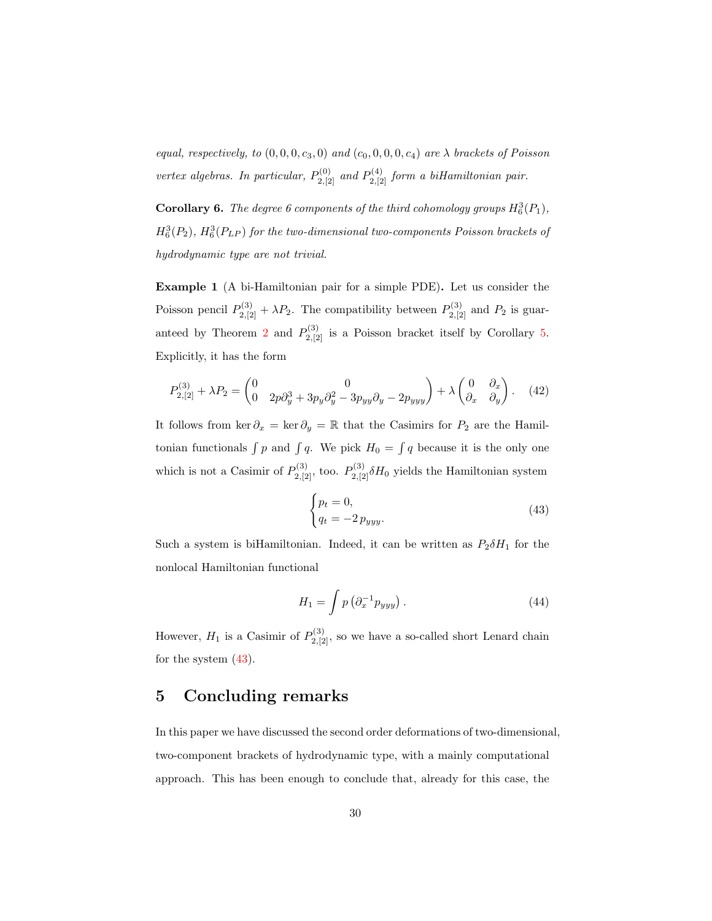*equal, respectively, to $(0, 0, 0, c_3, 0)$ and $(c_0, 0, 0, 0, c_4)$ are $\lambda$ brackets of Poisson vertex algebras. In particular, $P^{(0)}_{2,[2]}$ and $P^{(4)}_{2,[2]}$ form a biHamiltonian pair.*

**Corollary 6.** *The degree 6 components of the third cohomology groups $H^3_6(P_1)$, $H^3_6(P_2)$, $H^3_6(P_{LP})$ for the two-dimensional two-components Poisson brackets of hydrodynamic type are not trivial.*

**Example 1** (A bi-Hamiltonian pair for a simple PDE)**.** Let us consider the Poisson pencil $P^{(3)}_{2,[2]} + \lambda P_2$. The compatibility between $P^{(3)}_{2,[2]}$ and $P_2$ is guaranteed by Theorem 2 and $P^{(3)}_{2,[2]}$ is a Poisson bracket itself by Corollary 5. Explicitly, it has the form

$$P^{(3)}_{2,[2]} + \lambda P_2 = \begin{pmatrix} 0 & 0 \\ 0 & 2p\partial_y^3 + 3p_y\partial_y^2 - 3p_{yy}\partial_y - 2p_{yyy} \end{pmatrix} + \lambda \begin{pmatrix} 0 & \partial_x \\ \partial_x & \partial_y \end{pmatrix}. \tag{42}$$

It follows from $\ker \partial_x = \ker \partial_y = \mathbb{R}$ that the Casimirs for $P_2$ are the Hamiltonian functionals $\int p$ and $\int q$. We pick $H_0 = \int q$ because it is the only one which is not a Casimir of $P^{(3)}_{2,[2]}$, too. $P^{(3)}_{2,[2]}\delta H_0$ yields the Hamiltonian system

$$\begin{cases} p_t = 0, \\ q_t = -2\, p_{yyy}. \end{cases} \tag{43}$$

Such a system is biHamiltonian. Indeed, it can be written as $P_2 \delta H_1$ for the nonlocal Hamiltonian functional

$$H_1 = \int p\left(\partial_x^{-1} p_{yyy}\right). \tag{44}$$

However, $H_1$ is a Casimir of $P^{(3)}_{2,[2]}$, so we have a so-called short Lenard chain for the system (43).

## 5 Concluding remarks

In this paper we have discussed the second order deformations of two-dimensional, two-component brackets of hydrodynamic type, with a mainly computational approach. This has been enough to conclude that, already for this case, the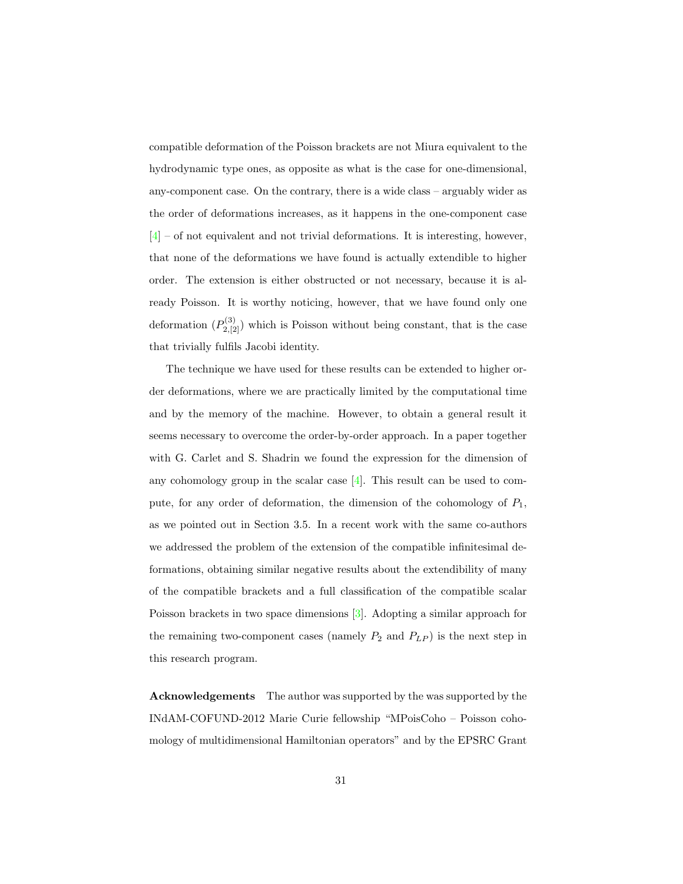compatible deformation of the Poisson brackets are not Miura equivalent to the hydrodynamic type ones, as opposite as what is the case for one-dimensional, any-component case. On the contrary, there is a wide class – arguably wider as the order of deformations increases, as it happens in the one-component case [4] – of not equivalent and not trivial deformations. It is interesting, however, that none of the deformations we have found is actually extendible to higher order. The extension is either obstructed or not necessary, because it is already Poisson. It is worthy noticing, however, that we have found only one deformation ($P^{(3)}_{2,[2]}$) which is Poisson without being constant, that is the case that trivially fulfils Jacobi identity.

The technique we have used for these results can be extended to higher order deformations, where we are practically limited by the computational time and by the memory of the machine. However, to obtain a general result it seems necessary to overcome the order-by-order approach. In a paper together with G. Carlet and S. Shadrin we found the expression for the dimension of any cohomology group in the scalar case [4]. This result can be used to compute, for any order of deformation, the dimension of the cohomology of $P_1$, as we pointed out in Section 3.5. In a recent work with the same co-authors we addressed the problem of the extension of the compatible infinitesimal deformations, obtaining similar negative results about the extendibility of many of the compatible brackets and a full classification of the compatible scalar Poisson brackets in two space dimensions [3]. Adopting a similar approach for the remaining two-component cases (namely $P_2$ and $P_{LP}$) is the next step in this research program.

**Acknowledgements** The author was supported by the was supported by the INdAM-COFUND-2012 Marie Curie fellowship "MPoisCoho – Poisson cohomology of multidimensional Hamiltonian operators" and by the EPSRC Grant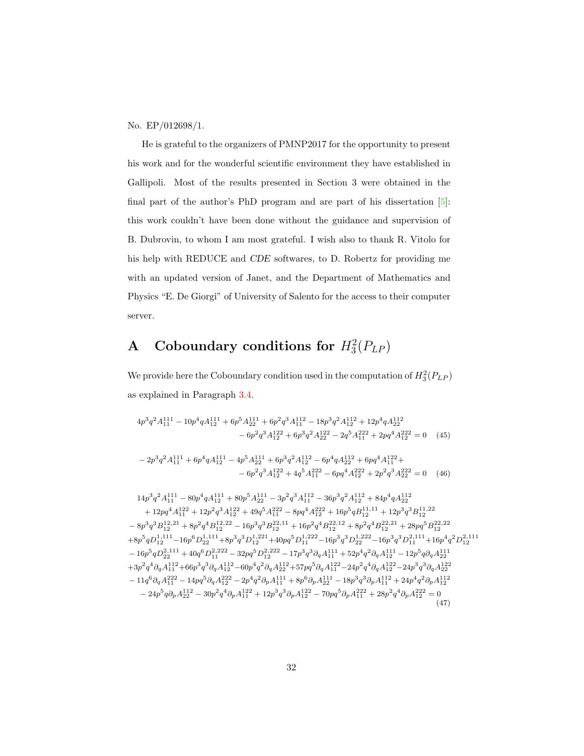No. EP/012698/1.

He is grateful to the organizers of PMNP2017 for the opportunity to present his work and for the wonderful scientific environment they have established in Gallipoli. Most of the results presented in Section 3 were obtained in the final part of the author's PhD program and are part of his dissertation [5]: this work couldn't have been done without the guidance and supervision of B. Dubrovin, to whom I am most grateful. I wish also to thank R. Vitolo for his help with REDUCE and *CDE* softwares, to D. Robertz for providing me with an updated version of Janet, and the Department of Mathematics and Physics "E. De Giorgi" of University of Salento for the access to their computer server.

# A Coboundary conditions for $H^2_3(P_{LP})$

We provide here the Coboundary condition used in the computation of $H^2_3(P_{LP})$ as explained in Paragraph 3.4.

$$4p^3q^2A^{111}_{11} - 10p^4qA^{111}_{12} + 6p^5A^{111}_{22} + 6p^2q^3A^{112}_{11} - 18p^3q^2A^{112}_{12} + 12p^4qA^{112}_{22} - 6p^2q^3A^{122}_{12} + 6p^3q^2A^{122}_{22} - 2q^5A^{222}_{11} + 2pq^4A^{222}_{12} = 0 \quad (45)$$

$$-2p^3q^2A^{111}_{11} + 6p^4qA^{111}_{12} - 4p^5A^{111}_{22} + 6p^3q^2A^{112}_{12} - 6p^4qA^{112}_{22} + 6pq^4A^{122}_{11} + - 6p^2q^3A^{122}_{12} + 4q^5A^{222}_{11} - 6pq^4A^{222}_{12} + 2p^2q^3A^{222}_{22} = 0 \quad (46)$$

$$\begin{aligned}
&14p^3q^2A^{111}_{11} - 80p^4qA^{111}_{12} + 80p^5A^{111}_{22} - 3p^2q^3A^{112}_{11} - 36p^3q^2A^{112}_{12} + 84p^4qA^{112}_{22} \\
&+ 12pq^4A^{122}_{11} + 12p^2q^3A^{122}_{12} + 49q^5A^{222}_{11} - 8pq^4A^{222}_{12} + 16p^5qB^{11,11}_{12} + 12p^3q^3B^{11,22}_{12} \\
&- 8p^3q^3B^{12,21}_{12} + 8p^2q^4B^{12,22}_{12} - 16p^3q^3B^{22,11}_{12} + 16p^2q^4B^{22,12}_{12} + 8p^2q^4B^{22,21}_{12} + 28pq^5B^{22,22}_{12} \\
&+ 8p^5qD^{1,111}_{12} - 16p^6D^{1,111}_{22} + 8p^3q^3D^{1,221}_{12} + 40pq^5D^{1,222}_{11} - 16p^3q^3D^{1,222}_{22} - 16p^3q^3D^{2,111}_{11} + 16p^4q^2D^{2,111}_{12} \\
&- 16p^5qD^{2,111}_{22} + 40q^6D^{2,222}_{11} - 32pq^5D^{2,222}_{12} - 17p^3q^3\partial_qA^{111}_{11} + 52p^4q^2\partial_qA^{111}_{12} - 12p^5q\partial_qA^{111}_{22} \\
&+ 3p^2q^4\partial_qA^{112}_{11} + 66p^3q^3\partial_qA^{112}_{12} - 60p^4q^2\partial_qA^{112}_{22} + 57pq^5\partial_qA^{122}_{11} - 24p^2q^4\partial_qA^{122}_{12} - 24p^3q^3\partial_qA^{122}_{22} \\
&- 11q^6\partial_qA^{222}_{11} - 14pq^5\partial_qA^{222}_{12} - 2p^4q^2\partial_pA^{111}_{11} + 8p^6\partial_pA^{111}_{22} - 18p^3q^3\partial_pA^{112}_{11} + 24p^4q^2\partial_pA^{112}_{12} \\
&- 24p^5q\partial_pA^{112}_{22} - 30p^2q^4\partial_pA^{122}_{11} + 12p^3q^3\partial_pA^{122}_{12} - 70pq^5\partial_pA^{222}_{11} + 28p^2q^4\partial_pA^{222}_{12} = 0
\end{aligned} \quad (47)$$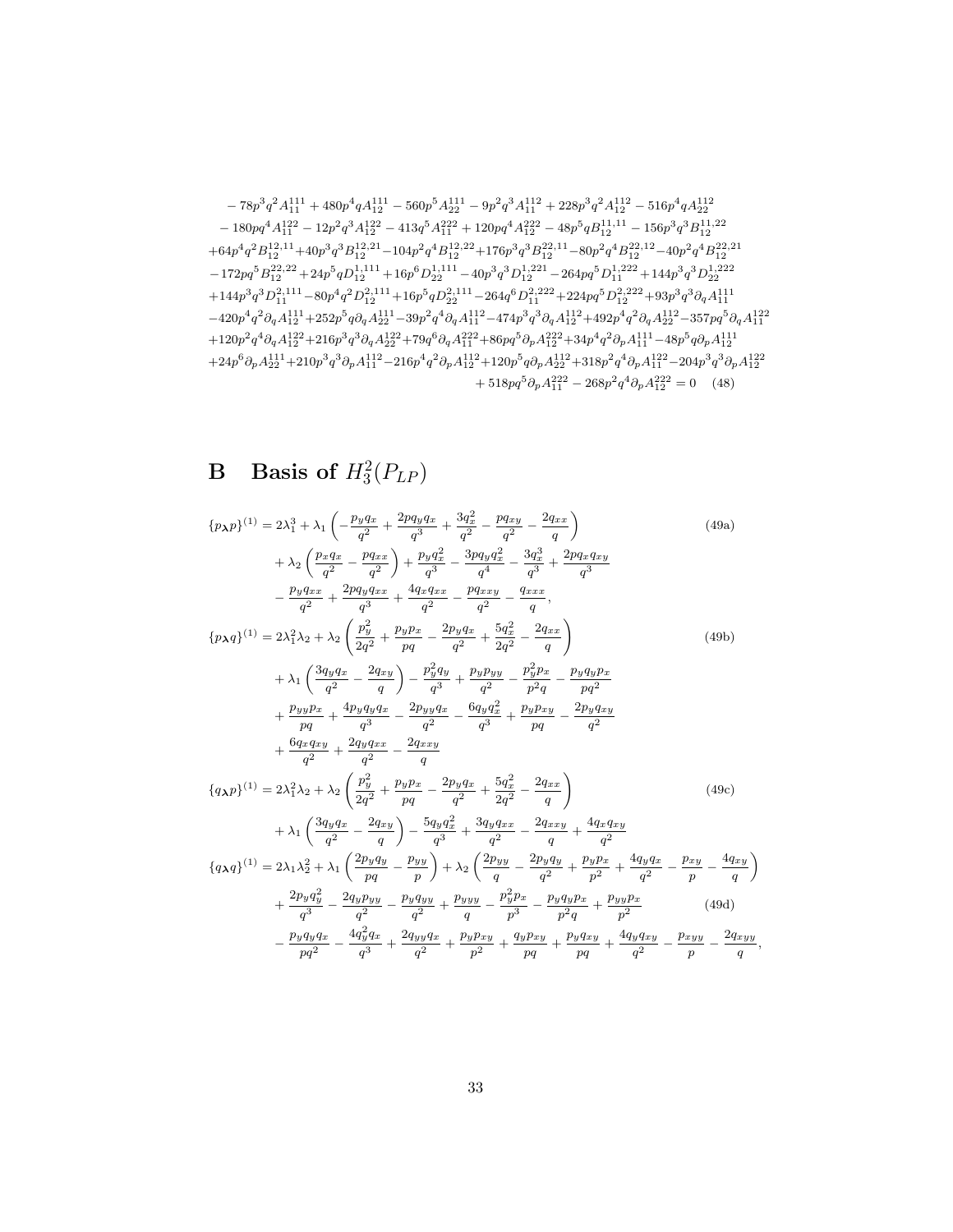$$
\begin{aligned}
&-78p^3q^2A_{11}^{111}+480p^4qA_{12}^{111}-560p^5A_{22}^{111}-9p^2q^3A_{11}^{112}+228p^3q^2A_{12}^{112}-516p^4qA_{22}^{112}\\
&-180pq^4A_{11}^{122}-12p^2q^3A_{12}^{122}-413q^5A_{11}^{222}+120pq^4A_{12}^{222}-48p^5qB_{12}^{11,11}-156p^3q^3B_{12}^{11,22}\\
&+64p^4q^2B_{12}^{12,11}+40p^3q^3B_{12}^{12,21}-104p^2q^4B_{12}^{12,22}+176p^3q^3B_{12}^{22,11}-80p^2q^4B_{12}^{22,12}-40p^2q^4B_{12}^{22,21}\\
&-172pq^5B_{12}^{22,22}+24p^5qD_{12}^{1,111}+16p^6D_{22}^{1,111}-40p^3q^3D_{12}^{1,221}-264pq^5D_{11}^{1,222}+144p^3q^3D_{22}^{1,222}\\
&+144p^3q^3D_{11}^{2,111}-80p^4q^2D_{12}^{2,111}+16p^5qD_{22}^{2,111}-264q^6D_{11}^{2,222}+224pq^5D_{12}^{2,222}+93p^3q^3\partial_qA_{11}^{111}\\
&-420p^4q^2\partial_qA_{12}^{111}+252p^5q\partial_qA_{22}^{111}-39p^2q^4\partial_qA_{11}^{112}-474p^3q^3\partial_qA_{12}^{112}+492p^4q^2\partial_qA_{22}^{112}-357pq^5\partial_qA_{11}^{122}\\
&+120p^2q^4\partial_qA_{12}^{122}+216p^3q^3\partial_qA_{22}^{122}+79q^6\partial_qA_{11}^{222}+86pq^5\partial_pA_{12}^{222}+34p^4q^2\partial_pA_{11}^{111}-48p^5q\partial_pA_{12}^{111}\\
&+24p^6\partial_pA_{22}^{111}+210p^3q^3\partial_pA_{11}^{112}-216p^4q^2\partial_pA_{12}^{112}+120p^5q\partial_pA_{22}^{112}+318p^2q^4\partial_pA_{11}^{122}-204p^3q^3\partial_pA_{12}^{122}\\
&+518pq^5\partial_pA_{11}^{222}-268p^2q^4\partial_pA_{12}^{222}=0 \qquad (48)
\end{aligned}
$$

# B Basis of $H_3^2(P_{LP})$

$$
\begin{aligned}
\{p_{\boldsymbol\lambda}p\}^{(1)} &= 2\lambda_1^3+\lambda_1\left(-\frac{p_yq_x}{q^2}+\frac{2pq_yq_x}{q^3}+\frac{3q_x^2}{q^2}-\frac{pq_{xy}}{q^2}-\frac{2q_{xx}}{q}\right) \qquad (49a)\\
&+\lambda_2\left(\frac{p_xq_x}{q^2}-\frac{pq_{xx}}{q^2}\right)+\frac{p_yq_x^2}{q^3}-\frac{3pq_yq_x^2}{q^4}-\frac{3q_x^3}{q^3}+\frac{2pq_xq_{xy}}{q^3}\\
&-\frac{p_yq_{xx}}{q^2}+\frac{2pq_yq_{xx}}{q^3}+\frac{4q_xq_{xx}}{q^2}-\frac{pq_{xxy}}{q^2}-\frac{q_{xxx}}{q},\\
\{p_{\boldsymbol\lambda}q\}^{(1)} &= 2\lambda_1^2\lambda_2+\lambda_2\left(\frac{p_y^2}{2q^2}+\frac{p_yp_x}{pq}-\frac{2p_yq_x}{q^2}+\frac{5q_x^2}{2q^2}-\frac{2q_{xx}}{q}\right) \qquad (49b)\\
&+\lambda_1\left(\frac{3q_yq_x}{q^2}-\frac{2q_{xy}}{q}\right)-\frac{p_y^2q_y}{q^3}+\frac{p_yp_{yy}}{q^2}-\frac{p_y^2p_x}{p^2q}-\frac{p_yq_yp_x}{pq^2}\\
&+\frac{p_{yy}p_x}{pq}+\frac{4p_yq_yq_x}{q^3}-\frac{2p_{yy}q_x}{q^2}-\frac{6q_yq_x^2}{q^3}+\frac{p_yp_{xy}}{pq}-\frac{2p_yq_{xy}}{q^2}\\
&+\frac{6q_xq_{xy}}{q^2}+\frac{2q_yq_{xx}}{q^2}-\frac{2q_{xxy}}{q}\\
\{q_{\boldsymbol\lambda}p\}^{(1)} &= 2\lambda_1^2\lambda_2+\lambda_2\left(\frac{p_y^2}{2q^2}+\frac{p_yp_x}{pq}-\frac{2p_yq_x}{q^2}+\frac{5q_x^2}{2q^2}-\frac{2q_{xx}}{q}\right) \qquad (49c)\\
&+\lambda_1\left(\frac{3q_yq_x}{q^2}-\frac{2q_{xy}}{q}\right)-\frac{5q_yq_x^2}{q^3}+\frac{3q_yq_{xx}}{q^2}-\frac{2q_{xxy}}{q}+\frac{4q_xq_{xy}}{q^2}\\
\{q_{\boldsymbol\lambda}q\}^{(1)} &= 2\lambda_1\lambda_2^2+\lambda_1\left(\frac{2p_yq_y}{pq}-\frac{p_{yy}}{p}\right)+\lambda_2\left(\frac{2p_{yy}}{q}-\frac{2p_yq_y}{q^2}+\frac{p_yp_x}{p^2}+\frac{4q_yq_x}{q^2}-\frac{p_{xy}}{p}-\frac{4q_{xy}}{q}\right)\\
&+\frac{2p_yq_y^2}{q^3}-\frac{2q_yp_{yy}}{q^2}-\frac{p_yq_{yy}}{q^2}+\frac{p_{yyy}}{q}-\frac{p_y^2p_x}{p^3}-\frac{p_yq_yp_x}{p^2q}+\frac{p_{yy}p_x}{p^2} \qquad (49d)\\
&-\frac{p_yq_yq_x}{pq^2}-\frac{4q_y^2q_x}{q^3}+\frac{2q_{yy}q_x}{q^2}+\frac{p_yp_{xy}}{p^2}+\frac{q_yp_{xy}}{pq}+\frac{p_yq_{xy}}{pq}+\frac{4q_yq_{xy}}{q^2}-\frac{p_{xyy}}{p}-\frac{2q_{xyy}}{q},
\end{aligned}
$$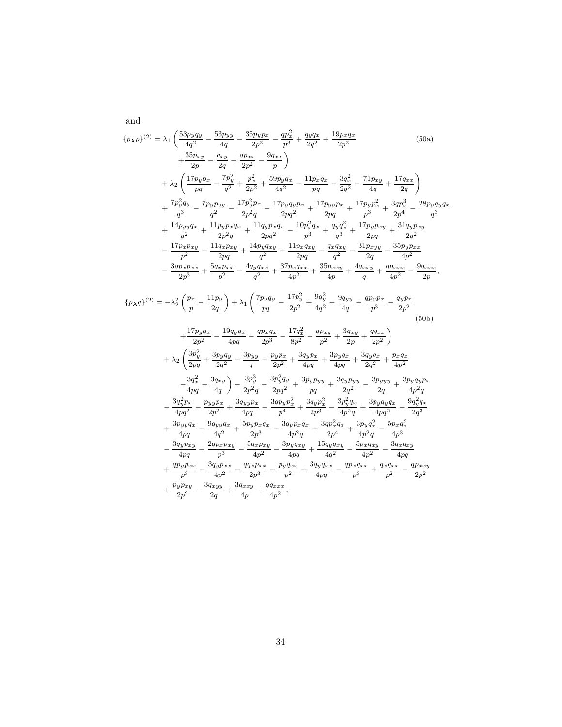and

$$
\begin{aligned}
\{p_{\boldsymbol{\lambda}} p\}^{(2)} = {}& \lambda_1 \left( \frac{53 p_y q_y}{4q^2} - \frac{53 p_{yy}}{4q} - \frac{35 p_y p_x}{2p^2} - \frac{q p_x^2}{p^3} + \frac{q_y q_x}{2q^2} + \frac{19 p_x q_x}{2p^2} \right. \\
& \left. + \frac{35 p_{xy}}{2p} - \frac{q_{xy}}{2q} + \frac{q p_{xx}}{2p^2} - \frac{9 q_{xx}}{p} \right) \\
& + \lambda_2 \left( \frac{17 p_y p_x}{pq} - \frac{7 p_y^2}{q^2} + \frac{p_x^2}{2p^2} + \frac{59 p_y q_x}{4q^2} - \frac{11 p_x q_x}{pq} - \frac{3 q_x^2}{2q^2} - \frac{71 p_{xy}}{4q} + \frac{17 q_{xx}}{2q} \right) \\
& + \frac{7 p_y^2 q_y}{q^3} - \frac{7 p_y p_{yy}}{q^2} - \frac{17 p_y^2 p_x}{2p^2 q} - \frac{17 p_y q_y p_x}{2pq^2} + \frac{17 p_{yy} p_x}{2pq} + \frac{17 p_y p_x^2}{p^3} + \frac{3 q p_x^3}{2p^4} - \frac{28 p_y q_y q_x}{q^3} \\
& + \frac{14 p_{yy} q_x}{q^2} + \frac{11 p_y p_x q_x}{2p^2 q} + \frac{11 q_y p_x q_x}{2pq^2} - \frac{10 p_x^2 q_x}{p^3} + \frac{q_y q_x^2}{q^3} + \frac{17 p_y p_{xy}}{2pq} + \frac{31 q_y p_{xy}}{2q^2} \\
& - \frac{17 p_x p_{xy}}{p^2} - \frac{11 q_x p_{xy}}{2pq} + \frac{14 p_y q_{xy}}{q^2} - \frac{11 p_x q_{xy}}{2pq} - \frac{q_x q_{xy}}{q^2} - \frac{31 p_{xyy}}{2q} - \frac{35 p_y p_{xx}}{4p^2} \\
& - \frac{3 q p_x p_{xx}}{2p^3} + \frac{5 q_x p_{xx}}{p^2} - \frac{4 q_y q_{xx}}{q^2} + \frac{37 p_x q_{xx}}{4p^2} + \frac{35 p_{xxy}}{4p} + \frac{4 q_{xxy}}{q} + \frac{q p_{xxx}}{4p^2} - \frac{9 q_{xxx}}{2p},
\end{aligned}
\tag{50a}
$$

$$
\begin{aligned}
\{p_{\boldsymbol{\lambda}} q\}^{(2)} = {}& -\lambda_2^2 \left( \frac{p_x}{p} - \frac{11 p_y}{2q} \right) + \lambda_1 \left( \frac{7 p_y q_y}{pq} - \frac{17 p_y^2}{2p^2} + \frac{9 q_y^2}{4q^2} - \frac{9 q_{yy}}{4q} + \frac{q p_y p_x}{p^3} - \frac{q_y p_x}{2p^2} \right. \\
& \left. + \frac{17 p_y q_x}{2p^2} - \frac{19 q_y q_x}{4pq} - \frac{q p_x q_x}{2p^3} - \frac{17 q_x^2}{8p^2} - \frac{q p_{xy}}{p^2} + \frac{3 q_{xy}}{2p} + \frac{q q_{xx}}{2p^2} \right) \\
& + \lambda_2 \left( \frac{3 p_y^2}{2pq} + \frac{3 p_y q_y}{2q^2} - \frac{3 p_{yy}}{q} - \frac{p_y p_x}{2p^2} + \frac{3 q_y p_x}{4pq} + \frac{3 p_y q_x}{4pq} + \frac{3 q_y q_x}{2q^2} + \frac{p_x q_x}{4p^2} \right. \\
& \left. - \frac{3 q_x^2}{4pq} - \frac{3 q_{xy}}{4q} \right) - \frac{3 p_y^3}{2p^2 q} - \frac{3 p_y^2 q_y}{2pq^2} + \frac{3 p_y p_{yy}}{pq} + \frac{3 q_y p_{yy}}{2q^2} - \frac{3 p_{yyy}}{2q} + \frac{3 p_y q_y p_x}{4p^2 q} \\
& - \frac{3 q_y^2 p_x}{4pq^2} - \frac{p_{yy} p_x}{2p^2} + \frac{3 q_{yy} p_x}{4pq} - \frac{3 q p_y p_x^2}{p^4} + \frac{3 q_y p_x^2}{2p^3} - \frac{3 p_y^2 q_x}{4p^2 q} + \frac{3 p_y q_y q_x}{4pq^2} - \frac{9 q_y^2 q_x}{2q^3} \\
& + \frac{3 p_{yy} q_x}{4pq} + \frac{9 q_{yy} q_x}{4q^2} + \frac{5 p_y p_x q_x}{2p^3} - \frac{3 q_y p_x q_x}{4p^2 q} + \frac{3 q p_x^2 q_x}{2p^4} + \frac{3 p_y q_x^2}{4p^2 q} - \frac{5 p_x q_x^2}{4p^3} \\
& - \frac{3 q_y p_{xy}}{4pq} + \frac{2 q p_x p_{xy}}{p^3} - \frac{5 q_x p_{xy}}{4p^2} - \frac{3 p_y q_{xy}}{4pq} + \frac{15 q_y q_{xy}}{4q^2} - \frac{5 p_x q_{xy}}{4p^2} - \frac{3 q_x q_{xy}}{4pq} \\
& + \frac{q p_y p_{xx}}{p^3} - \frac{3 q_y p_{xx}}{4p^2} - \frac{q q_x p_{xx}}{2p^3} - \frac{p_y q_{xx}}{p^2} + \frac{3 q_y q_{xx}}{4pq} - \frac{q p_x q_{xx}}{p^3} + \frac{q_x q_{xx}}{p^2} - \frac{q p_{xxy}}{2p^2} \\
& + \frac{p_y p_{xy}}{2p^2} - \frac{3 q_{xyy}}{2q} + \frac{3 q_{xxy}}{4p} + \frac{q q_{xxx}}{4p^2},
\end{aligned}
\tag{50b}
$$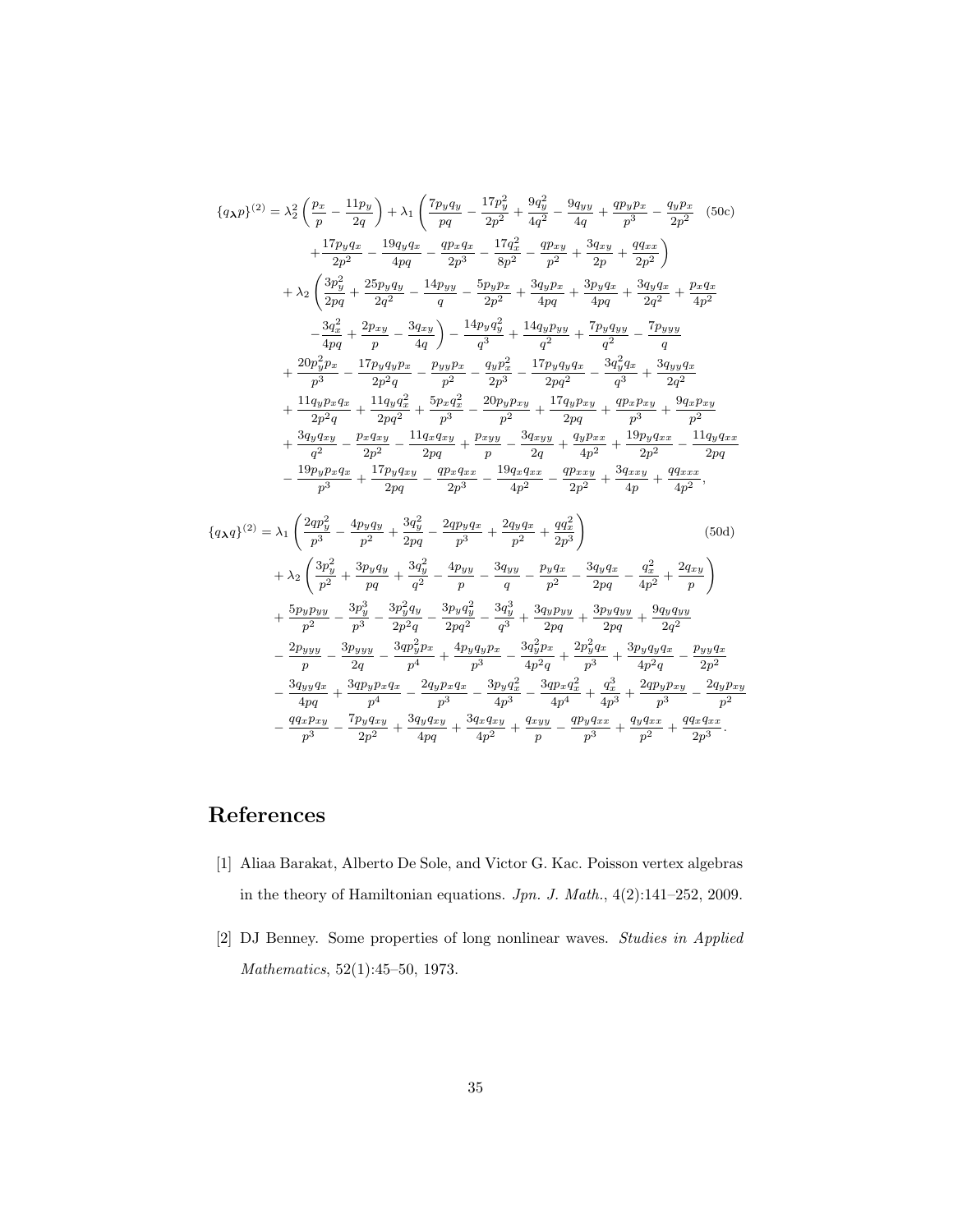$$
\begin{aligned}
\{q_{\boldsymbol{\lambda}} p\}^{(2)} = {} & \lambda_2^2\left(\frac{p_x}{p} - \frac{11 p_y}{2q}\right) + \lambda_1\left(\frac{7 p_y q_y}{pq} - \frac{17 p_y^2}{2p^2} + \frac{9 q_y^2}{4q^2} - \frac{9 q_{yy}}{4q} + \frac{q p_y p_x}{p^3} - \frac{q_y p_x}{2p^2}\right. \\
& \left. + \frac{17 p_y q_x}{2p^2} - \frac{19 q_y q_x}{4pq} - \frac{q p_x q_x}{2p^3} - \frac{17 q_x^2}{8p^2} - \frac{q p_{xy}}{p^2} + \frac{3 q_{xy}}{2p} + \frac{q q_{xx}}{2p^2}\right) \\
& + \lambda_2\left(\frac{3 p_y^2}{2pq} + \frac{25 p_y q_y}{2q^2} - \frac{14 p_{yy}}{q} - \frac{5 p_y p_x}{2p^2} + \frac{3 q_y p_x}{4pq} + \frac{3 p_y q_x}{4pq} + \frac{3 q_y q_x}{2q^2} + \frac{p_x q_x}{4p^2}\right. \\
& \left. - \frac{3 q_x^2}{4pq} + \frac{2 p_{xy}}{p} - \frac{3 q_{xy}}{4q}\right) - \frac{14 p_y q_y^2}{q^3} + \frac{14 q_y p_{yy}}{q^2} + \frac{7 p_y q_{yy}}{q^2} - \frac{7 p_{yyy}}{q} \\
& + \frac{20 p_y^2 p_x}{p^3} - \frac{17 p_y q_y p_x}{2p^2 q} - \frac{p_{yy} p_x}{p^2} - \frac{q_y p_x^2}{2p^3} - \frac{17 p_y q_y q_x}{2pq^2} - \frac{3 q_y^2 q_x}{q^3} + \frac{3 q_{yy} q_x}{2q^2} \\
& + \frac{11 q_y p_x q_x}{2p^2 q} + \frac{11 q_y q_x^2}{2pq^2} + \frac{5 p_x q_x^2}{p^3} - \frac{20 p_y p_{xy}}{p^2} + \frac{17 q_y p_{xy}}{2pq} + \frac{q p_x p_{xy}}{p^3} + \frac{9 q_x p_{xy}}{p^2} \\
& + \frac{3 q_y q_{xy}}{q^2} - \frac{p_x q_{xy}}{2p^2} - \frac{11 q_x q_{xy}}{2pq} + \frac{p_{xyy}}{p} - \frac{3 q_{xyy}}{2q} + \frac{q_y p_{xx}}{4p^2} + \frac{19 p_y q_{xx}}{2p^2} - \frac{11 q_y q_{xx}}{2pq} \\
& - \frac{19 p_y p_x q_x}{p^3} + \frac{17 p_y q_{xy}}{2pq} - \frac{q p_x q_{xx}}{2p^3} - \frac{19 q_x q_{xx}}{4p^2} - \frac{q p_{xxy}}{2p^2} + \frac{3 q_{xxy}}{4p} + \frac{q q_{xxx}}{4p^2},
\end{aligned}
\tag{50c}
$$

$$
\begin{aligned}
\{q_{\boldsymbol{\lambda}} q\}^{(2)} = {} & \lambda_1\left(\frac{2 q p_y^2}{p^3} - \frac{4 p_y q_y}{p^2} + \frac{3 q_y^2}{2pq} - \frac{2 q p_y q_x}{p^3} + \frac{2 q_y q_x}{p^2} + \frac{q q_x^2}{2p^3}\right) \\
& + \lambda_2\left(\frac{3 p_y^2}{p^2} + \frac{3 p_y q_y}{pq} + \frac{3 q_y^2}{q^2} - \frac{4 p_{yy}}{p} - \frac{3 q_{yy}}{q} - \frac{p_y q_x}{p^2} - \frac{3 q_y q_x}{2pq} - \frac{q_x^2}{4p^2} + \frac{2 q_{xy}}{p}\right) \\
& + \frac{5 p_y p_{yy}}{p^2} - \frac{3 p_y^3}{p^3} - \frac{3 p_y^2 q_y}{2p^2 q} - \frac{3 p_y q_y^2}{2pq^2} - \frac{3 q_y^3}{q^3} + \frac{3 q_y p_{yy}}{2pq} + \frac{3 p_y q_{yy}}{2pq} + \frac{9 q_y q_{yy}}{2q^2} \\
& - \frac{2 p_{yyy}}{p} - \frac{3 p_{yyy}}{2q} - \frac{3 q p_y^2 p_x}{p^4} + \frac{4 p_y q_y p_x}{p^3} - \frac{3 q_y^2 p_x}{4p^2 q} + \frac{2 p_y^2 q_x}{p^3} + \frac{3 p_y q_y q_x}{4p^2 q} - \frac{p_{yy} q_x}{2p^2} \\
& - \frac{3 q_{yy} q_x}{4pq} + \frac{3 q p_y p_x q_x}{p^4} - \frac{2 q_y p_x q_x}{p^3} - \frac{3 p_y q_x^2}{4p^3} - \frac{3 q p_x q_x^2}{4p^4} + \frac{q_x^3}{4p^3} + \frac{2 q p_y p_{xy}}{p^3} - \frac{2 q_y p_{xy}}{p^2} \\
& - \frac{q q_x p_{xy}}{p^3} - \frac{7 p_y q_{xy}}{2p^2} + \frac{3 q_y q_{xy}}{4pq} + \frac{3 q_x q_{xy}}{4p^2} + \frac{q_{xyy}}{p} - \frac{q p_y q_{xx}}{p^3} + \frac{q_y q_{xx}}{p^2} + \frac{q q_x q_{xx}}{2p^3}.
\end{aligned}
\tag{50d}
$$

# References

[1] Aliaa Barakat, Alberto De Sole, and Victor G. Kac. Poisson vertex algebras in the theory of Hamiltonian equations. *Jpn. J. Math.*, 4(2):141–252, 2009.

[2] DJ Benney. Some properties of long nonlinear waves. *Studies in Applied Mathematics*, 52(1):45–50, 1973.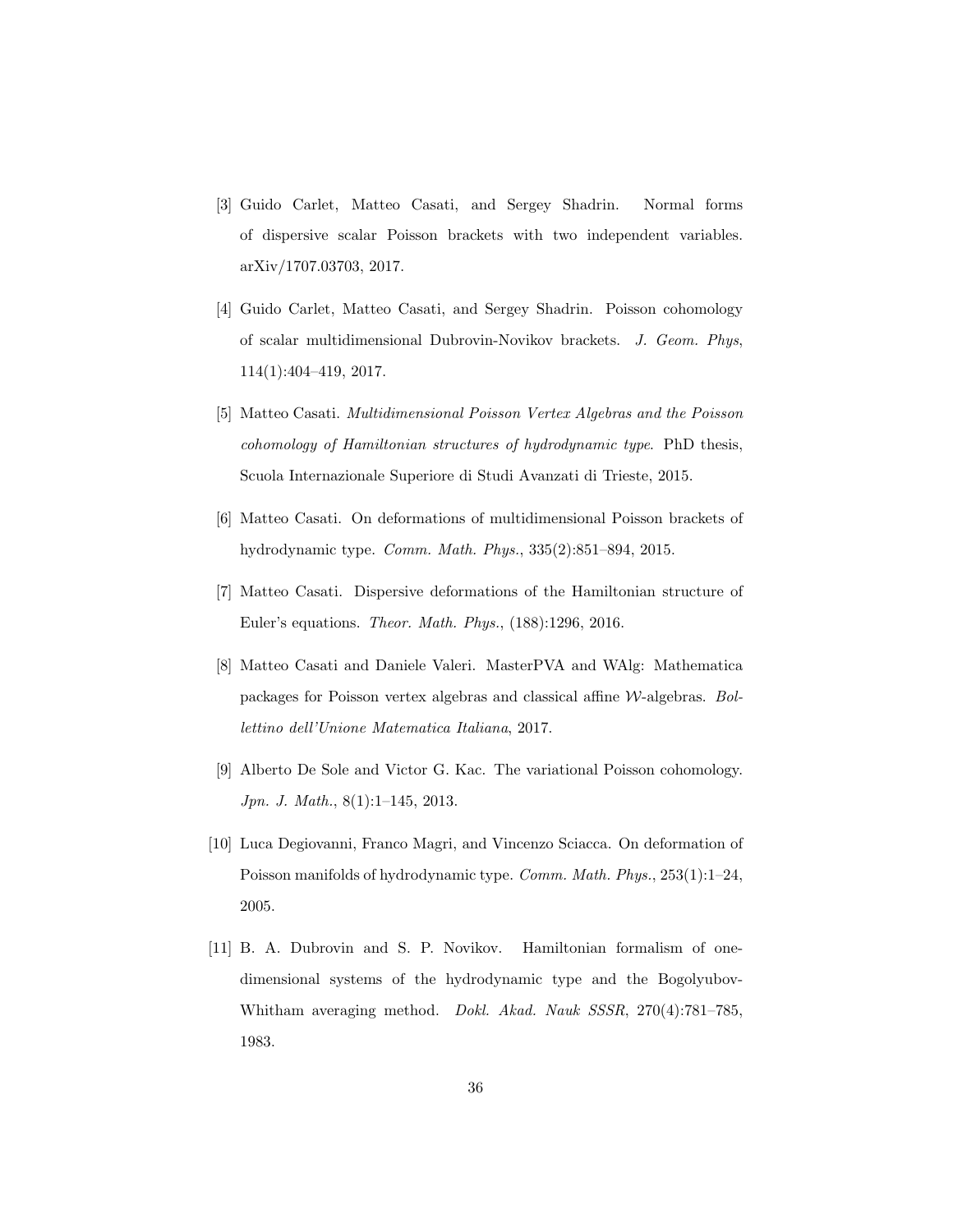[3] Guido Carlet, Matteo Casati, and Sergey Shadrin. Normal forms of dispersive scalar Poisson brackets with two independent variables. arXiv/1707.03703, 2017.

[4] Guido Carlet, Matteo Casati, and Sergey Shadrin. Poisson cohomology of scalar multidimensional Dubrovin-Novikov brackets. *J. Geom. Phys*, 114(1):404–419, 2017.

[5] Matteo Casati. *Multidimensional Poisson Vertex Algebras and the Poisson cohomology of Hamiltonian structures of hydrodynamic type*. PhD thesis, Scuola Internazionale Superiore di Studi Avanzati di Trieste, 2015.

[6] Matteo Casati. On deformations of multidimensional Poisson brackets of hydrodynamic type. *Comm. Math. Phys.*, 335(2):851–894, 2015.

[7] Matteo Casati. Dispersive deformations of the Hamiltonian structure of Euler's equations. *Theor. Math. Phys.*, (188):1296, 2016.

[8] Matteo Casati and Daniele Valeri. MasterPVA and WAlg: Mathematica packages for Poisson vertex algebras and classical affine $\mathcal{W}$-algebras. *Bollettino dell'Unione Matematica Italiana*, 2017.

[9] Alberto De Sole and Victor G. Kac. The variational Poisson cohomology. *Jpn. J. Math.*, 8(1):1–145, 2013.

[10] Luca Degiovanni, Franco Magri, and Vincenzo Sciacca. On deformation of Poisson manifolds of hydrodynamic type. *Comm. Math. Phys.*, 253(1):1–24, 2005.

[11] B. A. Dubrovin and S. P. Novikov. Hamiltonian formalism of one-dimensional systems of the hydrodynamic type and the Bogolyubov-Whitham averaging method. *Dokl. Akad. Nauk SSSR*, 270(4):781–785, 1983.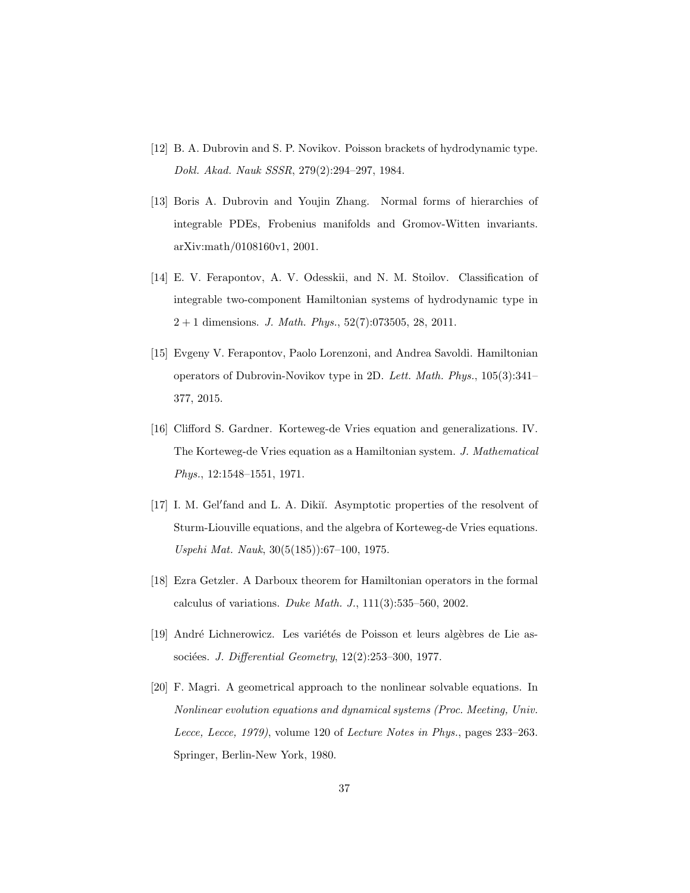[12] B. A. Dubrovin and S. P. Novikov. Poisson brackets of hydrodynamic type. *Dokl. Akad. Nauk SSSR*, 279(2):294–297, 1984.

[13] Boris A. Dubrovin and Youjin Zhang. Normal forms of hierarchies of integrable PDEs, Frobenius manifolds and Gromov-Witten invariants. arXiv:math/0108160v1, 2001.

[14] E. V. Ferapontov, A. V. Odesskii, and N. M. Stoilov. Classification of integrable two-component Hamiltonian systems of hydrodynamic type in $2 + 1$ dimensions. *J. Math. Phys.*, 52(7):073505, 28, 2011.

[15] Evgeny V. Ferapontov, Paolo Lorenzoni, and Andrea Savoldi. Hamiltonian operators of Dubrovin-Novikov type in 2D. *Lett. Math. Phys.*, 105(3):341–377, 2015.

[16] Clifford S. Gardner. Korteweg-de Vries equation and generalizations. IV. The Korteweg-de Vries equation as a Hamiltonian system. *J. Mathematical Phys.*, 12:1548–1551, 1971.

[17] I. M. Gel′fand and L. A. Dikiĭ. Asymptotic properties of the resolvent of Sturm-Liouville equations, and the algebra of Korteweg-de Vries equations. *Uspehi Mat. Nauk*, 30(5(185)):67–100, 1975.

[18] Ezra Getzler. A Darboux theorem for Hamiltonian operators in the formal calculus of variations. *Duke Math. J.*, 111(3):535–560, 2002.

[19] André Lichnerowicz. Les variétés de Poisson et leurs algèbres de Lie associées. *J. Differential Geometry*, 12(2):253–300, 1977.

[20] F. Magri. A geometrical approach to the nonlinear solvable equations. In *Nonlinear evolution equations and dynamical systems (Proc. Meeting, Univ. Lecce, Lecce, 1979)*, volume 120 of *Lecture Notes in Phys.*, pages 233–263. Springer, Berlin-New York, 1980.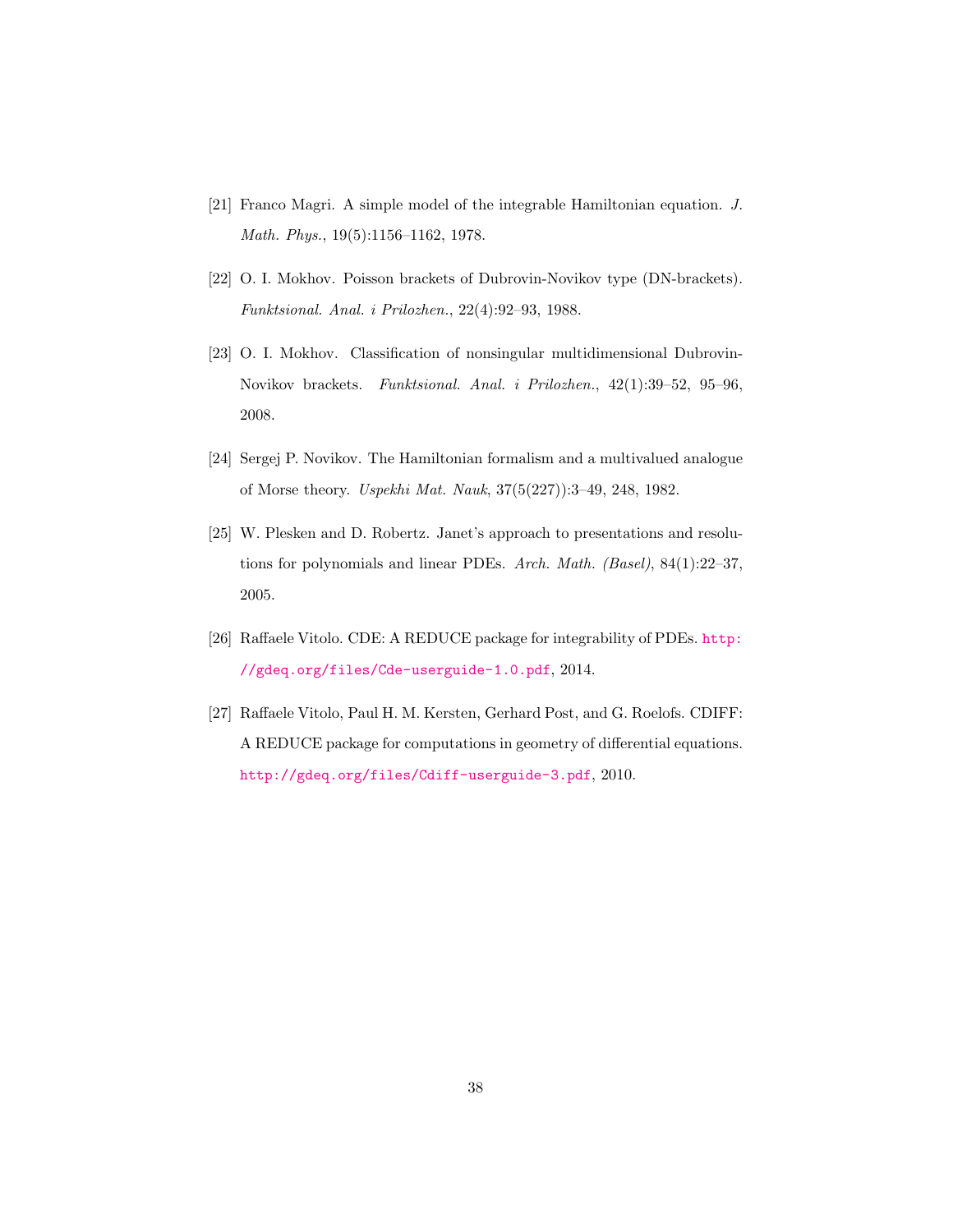[21] Franco Magri. A simple model of the integrable Hamiltonian equation. *J. Math. Phys.*, 19(5):1156–1162, 1978.

[22] O. I. Mokhov. Poisson brackets of Dubrovin-Novikov type (DN-brackets). *Funktsional. Anal. i Prilozhen.*, 22(4):92–93, 1988.

[23] O. I. Mokhov. Classification of nonsingular multidimensional Dubrovin-Novikov brackets. *Funktsional. Anal. i Prilozhen.*, 42(1):39–52, 95–96, 2008.

[24] Sergej P. Novikov. The Hamiltonian formalism and a multivalued analogue of Morse theory. *Uspekhi Mat. Nauk*, 37(5(227)):3–49, 248, 1982.

[25] W. Plesken and D. Robertz. Janet's approach to presentations and resolutions for polynomials and linear PDEs. *Arch. Math. (Basel)*, 84(1):22–37, 2005.

[26] Raffaele Vitolo. CDE: A REDUCE package for integrability of PDEs. http://gdeq.org/files/Cde-userguide-1.0.pdf, 2014.

[27] Raffaele Vitolo, Paul H. M. Kersten, Gerhard Post, and G. Roelofs. CDIFF: A REDUCE package for computations in geometry of differential equations. http://gdeq.org/files/Cdiff-userguide-3.pdf, 2010.